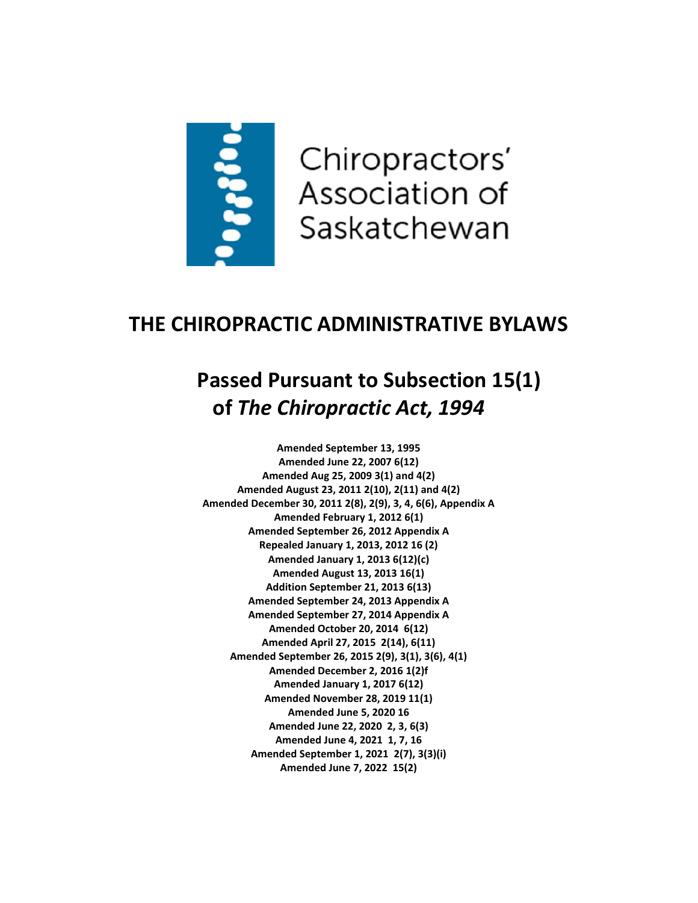Chiropractors' Association of Saskatchewan

# THE CHIROPRACTIC ADMINISTRATIVE BYLAWS

## Passed Pursuant to Subsection 15(1) of *The Chiropractic Act, 1994*

**Amended September 13, 1995**
**Amended June 22, 2007 6(12)**
**Amended Aug 25, 2009 3(1) and 4(2)**
**Amended August 23, 2011 2(10), 2(11) and 4(2)**
**Amended December 30, 2011 2(8), 2(9), 3, 4, 6(6), Appendix A**
**Amended February 1, 2012 6(1)**
**Amended September 26, 2012 Appendix A**
**Repealed January 1, 2013, 2012 16 (2)**
**Amended January 1, 2013 6(12)(c)**
**Amended August 13, 2013 16(1)**
**Addition September 21, 2013 6(13)**
**Amended September 24, 2013 Appendix A**
**Amended September 27, 2014 Appendix A**
**Amended October 20, 2014 6(12)**
**Amended April 27, 2015 2(14), 6(11)**
**Amended September 26, 2015 2(9), 3(1), 3(6), 4(1)**
**Amended December 2, 2016 1(2)f**
**Amended January 1, 2017 6(12)**
**Amended November 28, 2019 11(1)**
**Amended June 5, 2020 16**
**Amended June 22, 2020 2, 3, 6(3)**
**Amended June 4, 2021 1, 7, 16**
**Amended September 1, 2021 2(7), 3(3)(i)**
**Amended June 7, 2022 15(2)**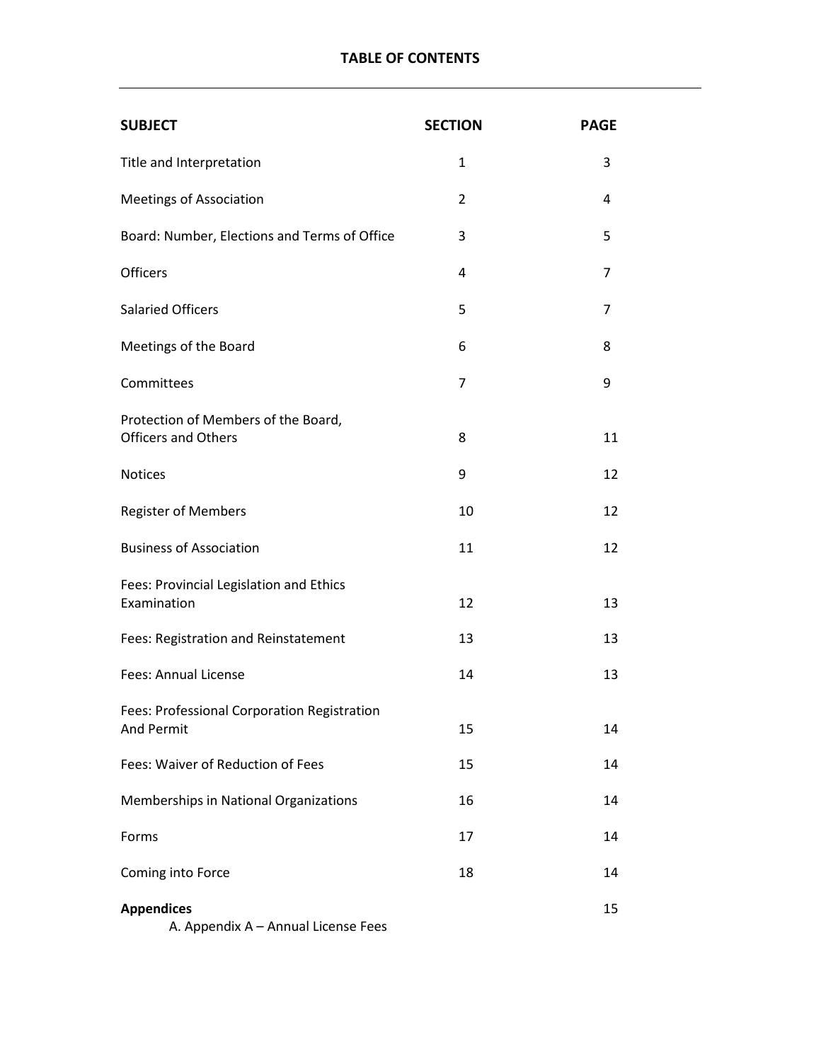# TABLE OF CONTENTS

| SUBJECT | SECTION | PAGE |
|---|---|---|
| Title and Interpretation | 1 | 3 |
| Meetings of Association | 2 | 4 |
| Board: Number, Elections and Terms of Office | 3 | 5 |
| Officers | 4 | 7 |
| Salaried Officers | 5 | 7 |
| Meetings of the Board | 6 | 8 |
| Committees | 7 | 9 |
| Protection of Members of the Board, Officers and Others | 8 | 11 |
| Notices | 9 | 12 |
| Register of Members | 10 | 12 |
| Business of Association | 11 | 12 |
| Fees: Provincial Legislation and Ethics Examination | 12 | 13 |
| Fees: Registration and Reinstatement | 13 | 13 |
| Fees: Annual License | 14 | 13 |
| Fees: Professional Corporation Registration And Permit | 15 | 14 |
| Fees: Waiver of Reduction of Fees | 15 | 14 |
| Memberships in National Organizations | 16 | 14 |
| Forms | 17 | 14 |
| Coming into Force | 18 | 14 |
| **Appendices**<br>A. Appendix A – Annual License Fees | | 15 |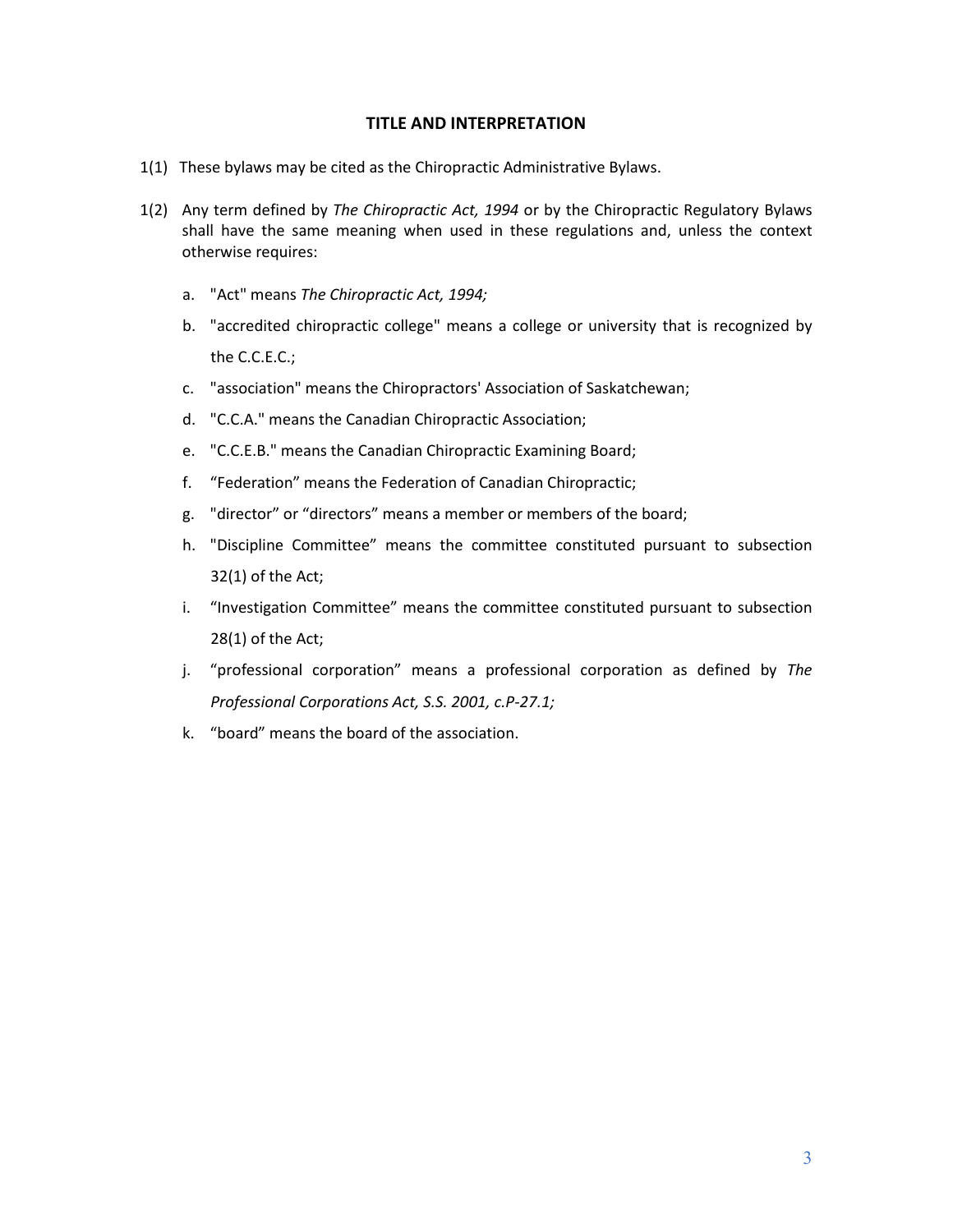## TITLE AND INTERPRETATION

1(1) These bylaws may be cited as the Chiropractic Administrative Bylaws.

1(2) Any term defined by *The Chiropractic Act, 1994* or by the Chiropractic Regulatory Bylaws shall have the same meaning when used in these regulations and, unless the context otherwise requires:

a. "Act" means *The Chiropractic Act, 1994;*

b. "accredited chiropractic college" means a college or university that is recognized by the C.C.E.C.;

c. "association" means the Chiropractors' Association of Saskatchewan;

d. "C.C.A." means the Canadian Chiropractic Association;

e. "C.C.E.B." means the Canadian Chiropractic Examining Board;

f. "Federation" means the Federation of Canadian Chiropractic;

g. "director" or "directors" means a member or members of the board;

h. "Discipline Committee" means the committee constituted pursuant to subsection 32(1) of the Act;

i. "Investigation Committee" means the committee constituted pursuant to subsection 28(1) of the Act;

j. "professional corporation" means a professional corporation as defined by *The Professional Corporations Act, S.S. 2001, c.P-27.1;*

k. "board" means the board of the association.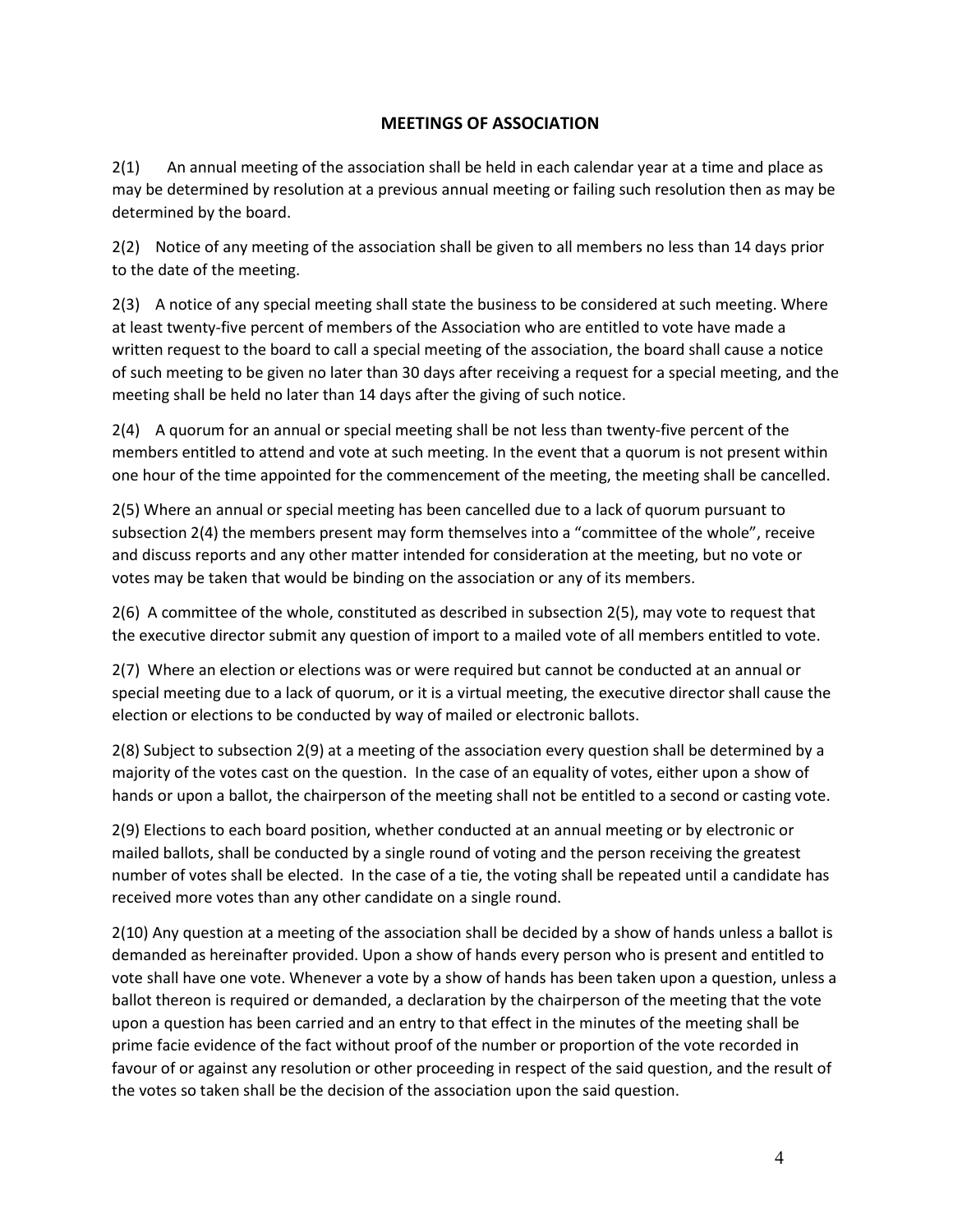## MEETINGS OF ASSOCIATION

2(1) An annual meeting of the association shall be held in each calendar year at a time and place as may be determined by resolution at a previous annual meeting or failing such resolution then as may be determined by the board.

2(2) Notice of any meeting of the association shall be given to all members no less than 14 days prior to the date of the meeting.

2(3) A notice of any special meeting shall state the business to be considered at such meeting. Where at least twenty-five percent of members of the Association who are entitled to vote have made a written request to the board to call a special meeting of the association, the board shall cause a notice of such meeting to be given no later than 30 days after receiving a request for a special meeting, and the meeting shall be held no later than 14 days after the giving of such notice.

2(4) A quorum for an annual or special meeting shall be not less than twenty-five percent of the members entitled to attend and vote at such meeting. In the event that a quorum is not present within one hour of the time appointed for the commencement of the meeting, the meeting shall be cancelled.

2(5) Where an annual or special meeting has been cancelled due to a lack of quorum pursuant to subsection 2(4) the members present may form themselves into a "committee of the whole", receive and discuss reports and any other matter intended for consideration at the meeting, but no vote or votes may be taken that would be binding on the association or any of its members.

2(6) A committee of the whole, constituted as described in subsection 2(5), may vote to request that the executive director submit any question of import to a mailed vote of all members entitled to vote.

2(7) Where an election or elections was or were required but cannot be conducted at an annual or special meeting due to a lack of quorum, or it is a virtual meeting, the executive director shall cause the election or elections to be conducted by way of mailed or electronic ballots.

2(8) Subject to subsection 2(9) at a meeting of the association every question shall be determined by a majority of the votes cast on the question. In the case of an equality of votes, either upon a show of hands or upon a ballot, the chairperson of the meeting shall not be entitled to a second or casting vote.

2(9) Elections to each board position, whether conducted at an annual meeting or by electronic or mailed ballots, shall be conducted by a single round of voting and the person receiving the greatest number of votes shall be elected. In the case of a tie, the voting shall be repeated until a candidate has received more votes than any other candidate on a single round.

2(10) Any question at a meeting of the association shall be decided by a show of hands unless a ballot is demanded as hereinafter provided. Upon a show of hands every person who is present and entitled to vote shall have one vote. Whenever a vote by a show of hands has been taken upon a question, unless a ballot thereon is required or demanded, a declaration by the chairperson of the meeting that the vote upon a question has been carried and an entry to that effect in the minutes of the meeting shall be prime facie evidence of the fact without proof of the number or proportion of the vote recorded in favour of or against any resolution or other proceeding in respect of the said question, and the result of the votes so taken shall be the decision of the association upon the said question.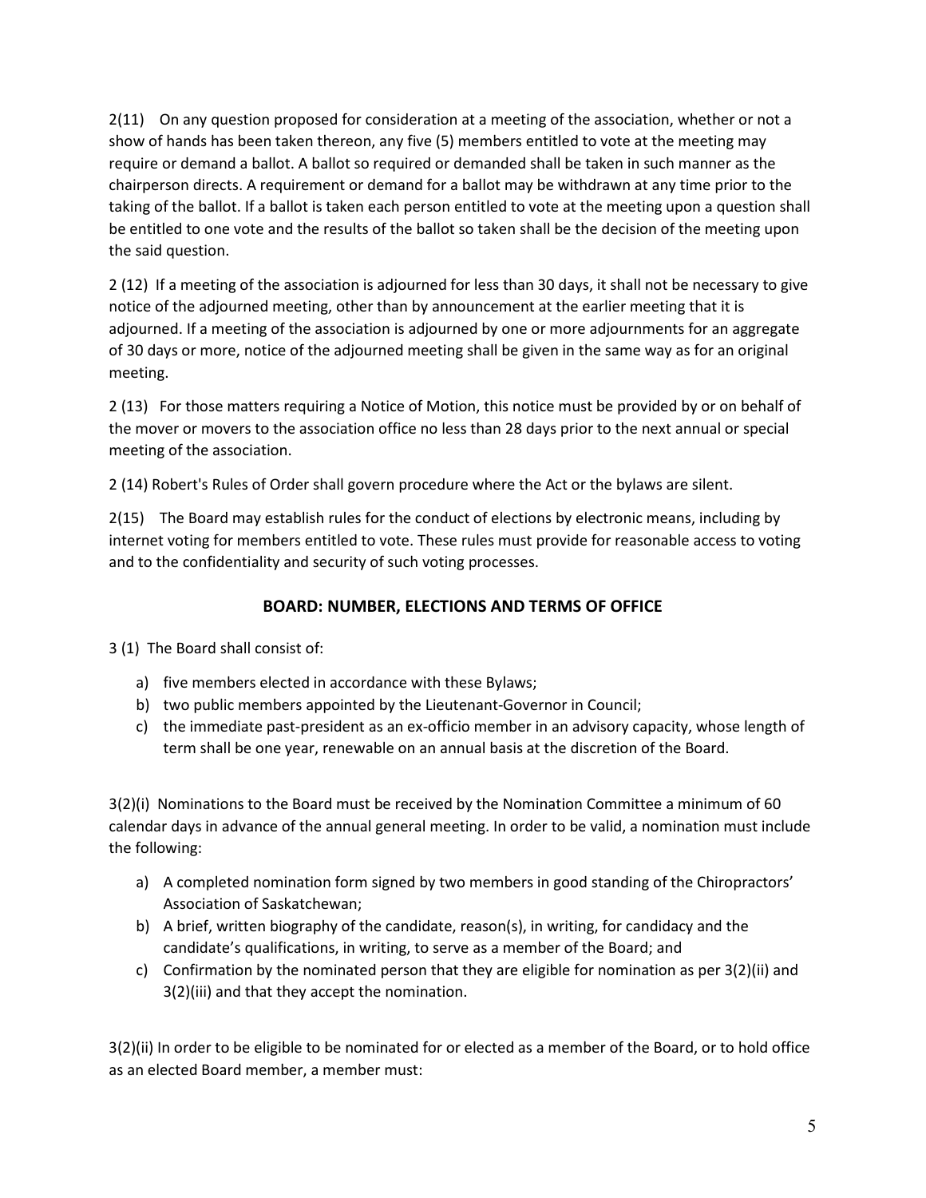2(11) On any question proposed for consideration at a meeting of the association, whether or not a show of hands has been taken thereon, any five (5) members entitled to vote at the meeting may require or demand a ballot. A ballot so required or demanded shall be taken in such manner as the chairperson directs. A requirement or demand for a ballot may be withdrawn at any time prior to the taking of the ballot. If a ballot is taken each person entitled to vote at the meeting upon a question shall be entitled to one vote and the results of the ballot so taken shall be the decision of the meeting upon the said question.

2 (12) If a meeting of the association is adjourned for less than 30 days, it shall not be necessary to give notice of the adjourned meeting, other than by announcement at the earlier meeting that it is adjourned. If a meeting of the association is adjourned by one or more adjournments for an aggregate of 30 days or more, notice of the adjourned meeting shall be given in the same way as for an original meeting.

2 (13) For those matters requiring a Notice of Motion, this notice must be provided by or on behalf of the mover or movers to the association office no less than 28 days prior to the next annual or special meeting of the association.

2 (14) Robert's Rules of Order shall govern procedure where the Act or the bylaws are silent.

2(15) The Board may establish rules for the conduct of elections by electronic means, including by internet voting for members entitled to vote. These rules must provide for reasonable access to voting and to the confidentiality and security of such voting processes.

## BOARD: NUMBER, ELECTIONS AND TERMS OF OFFICE

3 (1) The Board shall consist of:

a) five members elected in accordance with these Bylaws;
b) two public members appointed by the Lieutenant-Governor in Council;
c) the immediate past-president as an ex-officio member in an advisory capacity, whose length of term shall be one year, renewable on an annual basis at the discretion of the Board.

3(2)(i) Nominations to the Board must be received by the Nomination Committee a minimum of 60 calendar days in advance of the annual general meeting. In order to be valid, a nomination must include the following:

a) A completed nomination form signed by two members in good standing of the Chiropractors' Association of Saskatchewan;
b) A brief, written biography of the candidate, reason(s), in writing, for candidacy and the candidate's qualifications, in writing, to serve as a member of the Board; and
c) Confirmation by the nominated person that they are eligible for nomination as per 3(2)(ii) and 3(2)(iii) and that they accept the nomination.

3(2)(ii) In order to be eligible to be nominated for or elected as a member of the Board, or to hold office as an elected Board member, a member must: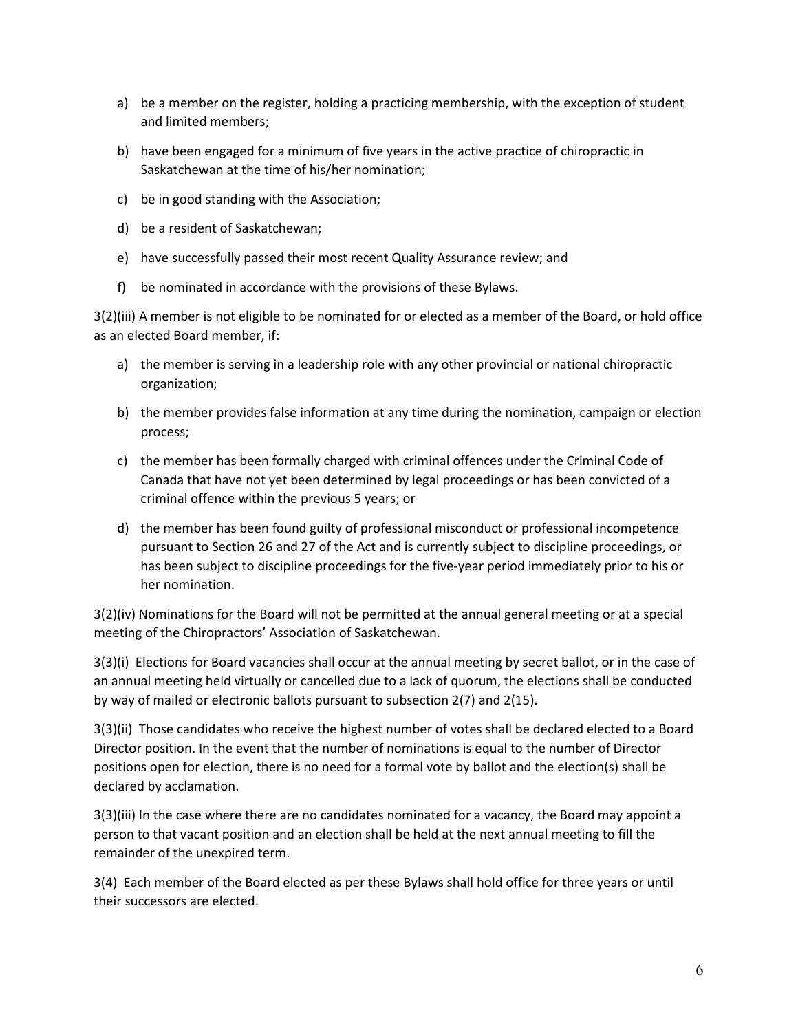a) be a member on the register, holding a practicing membership, with the exception of student and limited members;

b) have been engaged for a minimum of five years in the active practice of chiropractic in Saskatchewan at the time of his/her nomination;

c) be in good standing with the Association;

d) be a resident of Saskatchewan;

e) have successfully passed their most recent Quality Assurance review; and

f) be nominated in accordance with the provisions of these Bylaws.

3(2)(iii) A member is not eligible to be nominated for or elected as a member of the Board, or hold office as an elected Board member, if:

a) the member is serving in a leadership role with any other provincial or national chiropractic organization;

b) the member provides false information at any time during the nomination, campaign or election process;

c) the member has been formally charged with criminal offences under the Criminal Code of Canada that have not yet been determined by legal proceedings or has been convicted of a criminal offence within the previous 5 years; or

d) the member has been found guilty of professional misconduct or professional incompetence pursuant to Section 26 and 27 of the Act and is currently subject to discipline proceedings, or has been subject to discipline proceedings for the five-year period immediately prior to his or her nomination.

3(2)(iv) Nominations for the Board will not be permitted at the annual general meeting or at a special meeting of the Chiropractors' Association of Saskatchewan.

3(3)(i) Elections for Board vacancies shall occur at the annual meeting by secret ballot, or in the case of an annual meeting held virtually or cancelled due to a lack of quorum, the elections shall be conducted by way of mailed or electronic ballots pursuant to subsection 2(7) and 2(15).

3(3)(ii) Those candidates who receive the highest number of votes shall be declared elected to a Board Director position. In the event that the number of nominations is equal to the number of Director positions open for election, there is no need for a formal vote by ballot and the election(s) shall be declared by acclamation.

3(3)(iii) In the case where there are no candidates nominated for a vacancy, the Board may appoint a person to that vacant position and an election shall be held at the next annual meeting to fill the remainder of the unexpired term.

3(4) Each member of the Board elected as per these Bylaws shall hold office for three years or until their successors are elected.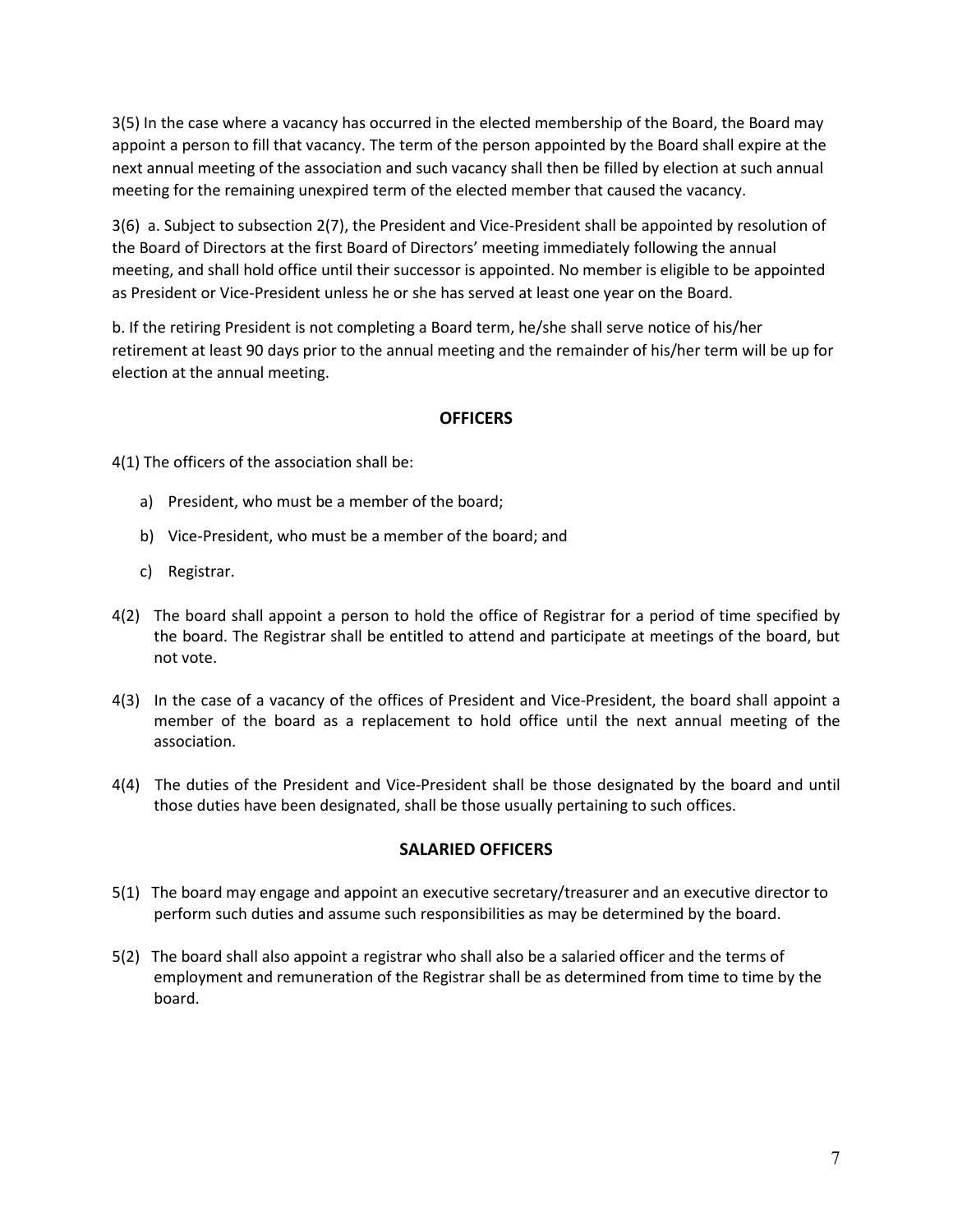3(5) In the case where a vacancy has occurred in the elected membership of the Board, the Board may appoint a person to fill that vacancy. The term of the person appointed by the Board shall expire at the next annual meeting of the association and such vacancy shall then be filled by election at such annual meeting for the remaining unexpired term of the elected member that caused the vacancy.

3(6) a. Subject to subsection 2(7), the President and Vice-President shall be appointed by resolution of the Board of Directors at the first Board of Directors' meeting immediately following the annual meeting, and shall hold office until their successor is appointed. No member is eligible to be appointed as President or Vice-President unless he or she has served at least one year on the Board.

b. If the retiring President is not completing a Board term, he/she shall serve notice of his/her retirement at least 90 days prior to the annual meeting and the remainder of his/her term will be up for election at the annual meeting.

## OFFICERS

4(1) The officers of the association shall be:

a) President, who must be a member of the board;

b) Vice-President, who must be a member of the board; and

c) Registrar.

4(2) The board shall appoint a person to hold the office of Registrar for a period of time specified by the board. The Registrar shall be entitled to attend and participate at meetings of the board, but not vote.

4(3) In the case of a vacancy of the offices of President and Vice-President, the board shall appoint a member of the board as a replacement to hold office until the next annual meeting of the association.

4(4) The duties of the President and Vice-President shall be those designated by the board and until those duties have been designated, shall be those usually pertaining to such offices.

## SALARIED OFFICERS

5(1) The board may engage and appoint an executive secretary/treasurer and an executive director to perform such duties and assume such responsibilities as may be determined by the board.

5(2) The board shall also appoint a registrar who shall also be a salaried officer and the terms of employment and remuneration of the Registrar shall be as determined from time to time by the board.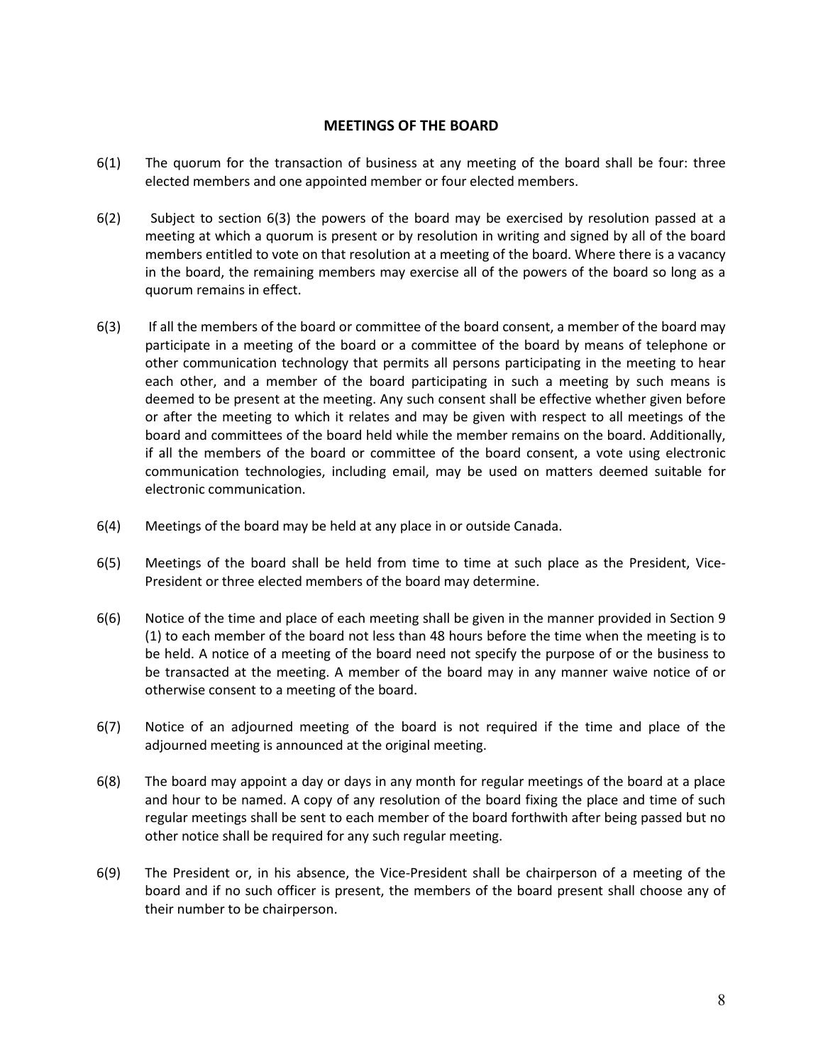## MEETINGS OF THE BOARD

6(1) The quorum for the transaction of business at any meeting of the board shall be four: three elected members and one appointed member or four elected members.

6(2) Subject to section 6(3) the powers of the board may be exercised by resolution passed at a meeting at which a quorum is present or by resolution in writing and signed by all of the board members entitled to vote on that resolution at a meeting of the board. Where there is a vacancy in the board, the remaining members may exercise all of the powers of the board so long as a quorum remains in effect.

6(3) If all the members of the board or committee of the board consent, a member of the board may participate in a meeting of the board or a committee of the board by means of telephone or other communication technology that permits all persons participating in the meeting to hear each other, and a member of the board participating in such a meeting by such means is deemed to be present at the meeting. Any such consent shall be effective whether given before or after the meeting to which it relates and may be given with respect to all meetings of the board and committees of the board held while the member remains on the board. Additionally, if all the members of the board or committee of the board consent, a vote using electronic communication technologies, including email, may be used on matters deemed suitable for electronic communication.

6(4) Meetings of the board may be held at any place in or outside Canada.

6(5) Meetings of the board shall be held from time to time at such place as the President, Vice-President or three elected members of the board may determine.

6(6) Notice of the time and place of each meeting shall be given in the manner provided in Section 9 (1) to each member of the board not less than 48 hours before the time when the meeting is to be held. A notice of a meeting of the board need not specify the purpose of or the business to be transacted at the meeting. A member of the board may in any manner waive notice of or otherwise consent to a meeting of the board.

6(7) Notice of an adjourned meeting of the board is not required if the time and place of the adjourned meeting is announced at the original meeting.

6(8) The board may appoint a day or days in any month for regular meetings of the board at a place and hour to be named. A copy of any resolution of the board fixing the place and time of such regular meetings shall be sent to each member of the board forthwith after being passed but no other notice shall be required for any such regular meeting.

6(9) The President or, in his absence, the Vice-President shall be chairperson of a meeting of the board and if no such officer is present, the members of the board present shall choose any of their number to be chairperson.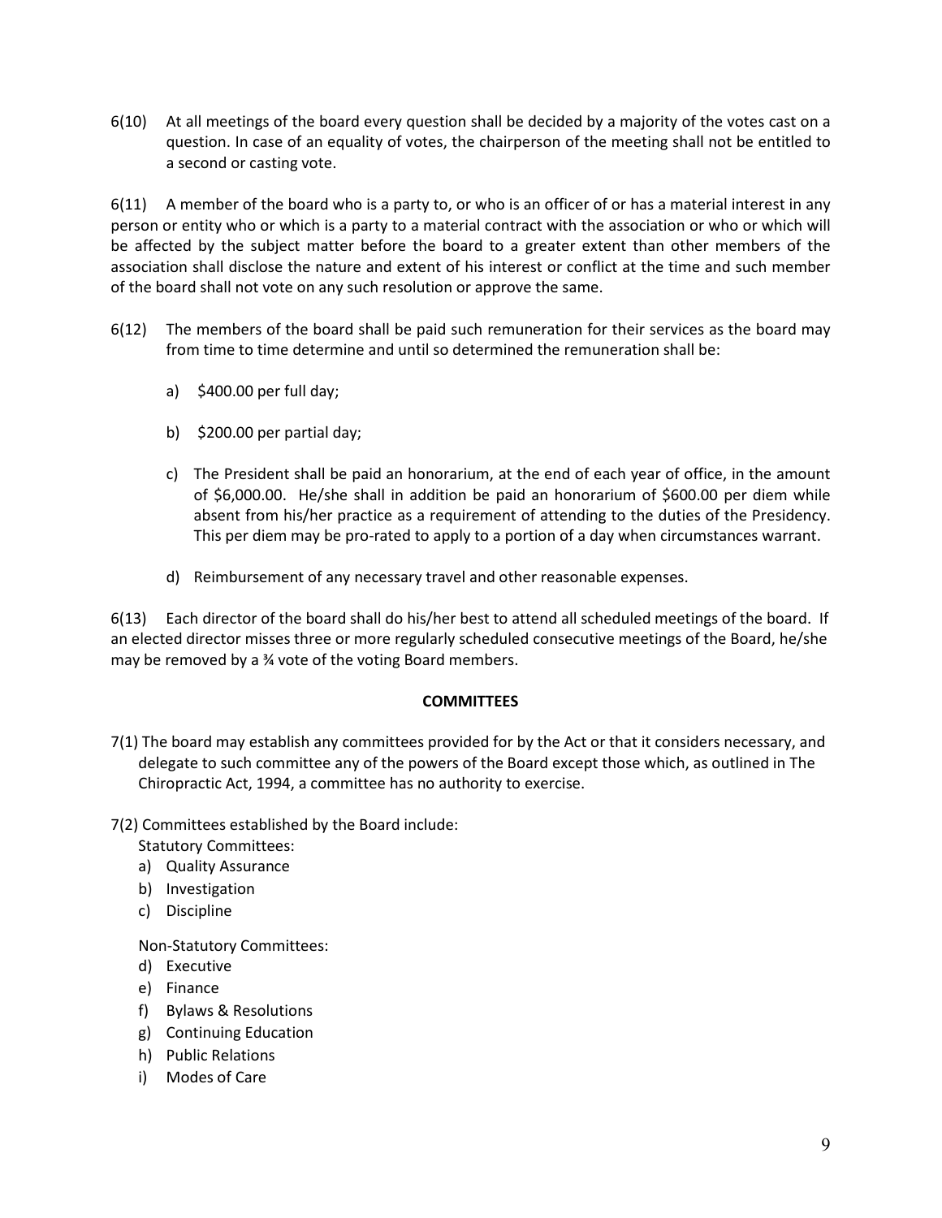6(10) At all meetings of the board every question shall be decided by a majority of the votes cast on a question. In case of an equality of votes, the chairperson of the meeting shall not be entitled to a second or casting vote.

6(11) A member of the board who is a party to, or who is an officer of or has a material interest in any person or entity who or which is a party to a material contract with the association or who or which will be affected by the subject matter before the board to a greater extent than other members of the association shall disclose the nature and extent of his interest or conflict at the time and such member of the board shall not vote on any such resolution or approve the same.

6(12) The members of the board shall be paid such remuneration for their services as the board may from time to time determine and until so determined the remuneration shall be:

a) $400.00 per full day;

b) $200.00 per partial day;

c) The President shall be paid an honorarium, at the end of each year of office, in the amount of $6,000.00. He/she shall in addition be paid an honorarium of $600.00 per diem while absent from his/her practice as a requirement of attending to the duties of the Presidency. This per diem may be pro-rated to apply to a portion of a day when circumstances warrant.

d) Reimbursement of any necessary travel and other reasonable expenses.

6(13) Each director of the board shall do his/her best to attend all scheduled meetings of the board. If an elected director misses three or more regularly scheduled consecutive meetings of the Board, he/she may be removed by a ¾ vote of the voting Board members.

**COMMITTEES**

7(1) The board may establish any committees provided for by the Act or that it considers necessary, and delegate to such committee any of the powers of the Board except those which, as outlined in The Chiropractic Act, 1994, a committee has no authority to exercise.

7(2) Committees established by the Board include:

Statutory Committees:

a) Quality Assurance
b) Investigation
c) Discipline

Non-Statutory Committees:

d) Executive
e) Finance
f) Bylaws & Resolutions
g) Continuing Education
h) Public Relations
i) Modes of Care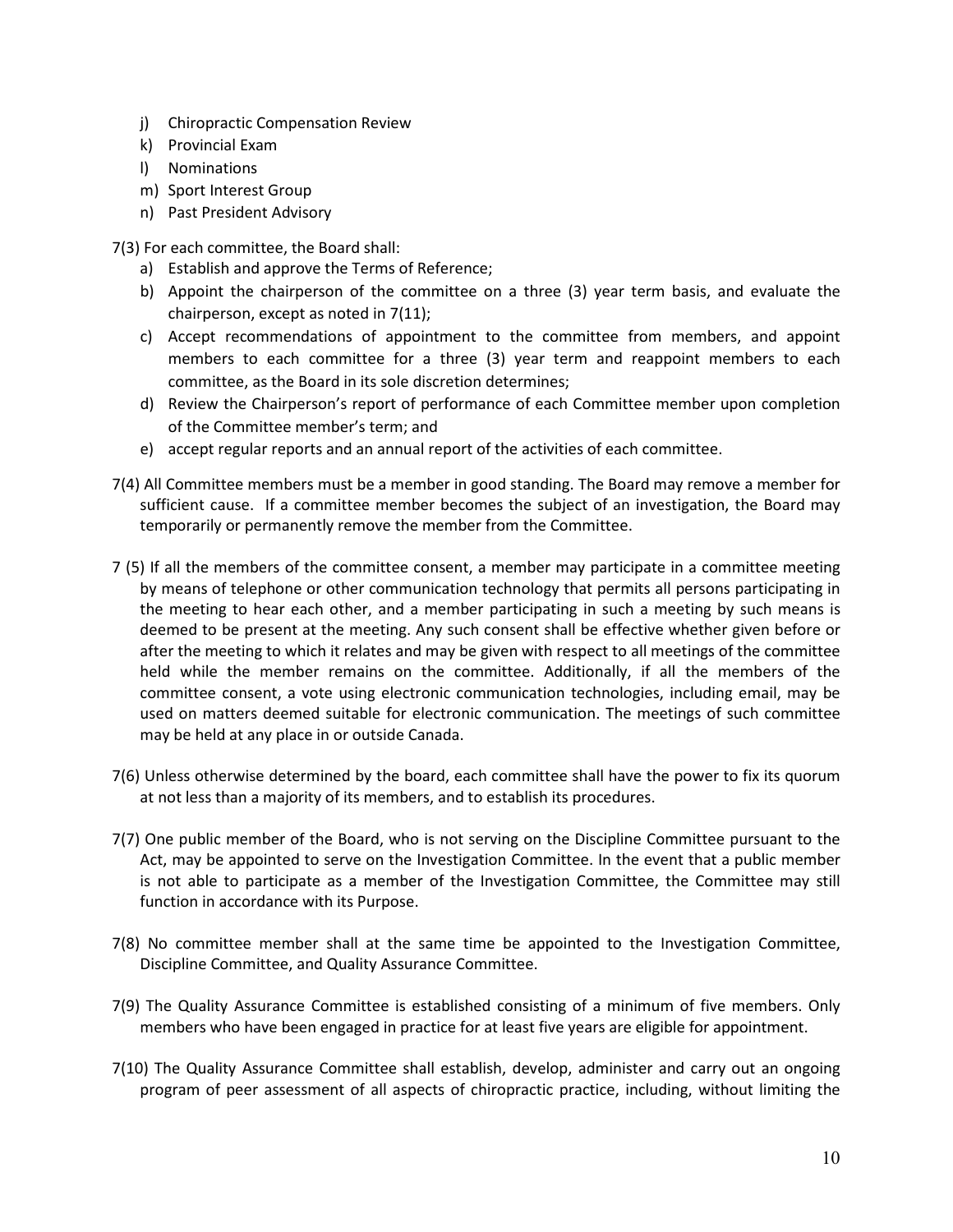j) Chiropractic Compensation Review
k) Provincial Exam
l) Nominations
m) Sport Interest Group
n) Past President Advisory

7(3) For each committee, the Board shall:

a) Establish and approve the Terms of Reference;
b) Appoint the chairperson of the committee on a three (3) year term basis, and evaluate the chairperson, except as noted in 7(11);
c) Accept recommendations of appointment to the committee from members, and appoint members to each committee for a three (3) year term and reappoint members to each committee, as the Board in its sole discretion determines;
d) Review the Chairperson's report of performance of each Committee member upon completion of the Committee member's term; and
e) accept regular reports and an annual report of the activities of each committee.

7(4) All Committee members must be a member in good standing. The Board may remove a member for sufficient cause. If a committee member becomes the subject of an investigation, the Board may temporarily or permanently remove the member from the Committee.

7 (5) If all the members of the committee consent, a member may participate in a committee meeting by means of telephone or other communication technology that permits all persons participating in the meeting to hear each other, and a member participating in such a meeting by such means is deemed to be present at the meeting. Any such consent shall be effective whether given before or after the meeting to which it relates and may be given with respect to all meetings of the committee held while the member remains on the committee. Additionally, if all the members of the committee consent, a vote using electronic communication technologies, including email, may be used on matters deemed suitable for electronic communication. The meetings of such committee may be held at any place in or outside Canada.

7(6) Unless otherwise determined by the board, each committee shall have the power to fix its quorum at not less than a majority of its members, and to establish its procedures.

7(7) One public member of the Board, who is not serving on the Discipline Committee pursuant to the Act, may be appointed to serve on the Investigation Committee. In the event that a public member is not able to participate as a member of the Investigation Committee, the Committee may still function in accordance with its Purpose.

7(8) No committee member shall at the same time be appointed to the Investigation Committee, Discipline Committee, and Quality Assurance Committee.

7(9) The Quality Assurance Committee is established consisting of a minimum of five members. Only members who have been engaged in practice for at least five years are eligible for appointment.

7(10) The Quality Assurance Committee shall establish, develop, administer and carry out an ongoing program of peer assessment of all aspects of chiropractic practice, including, without limiting the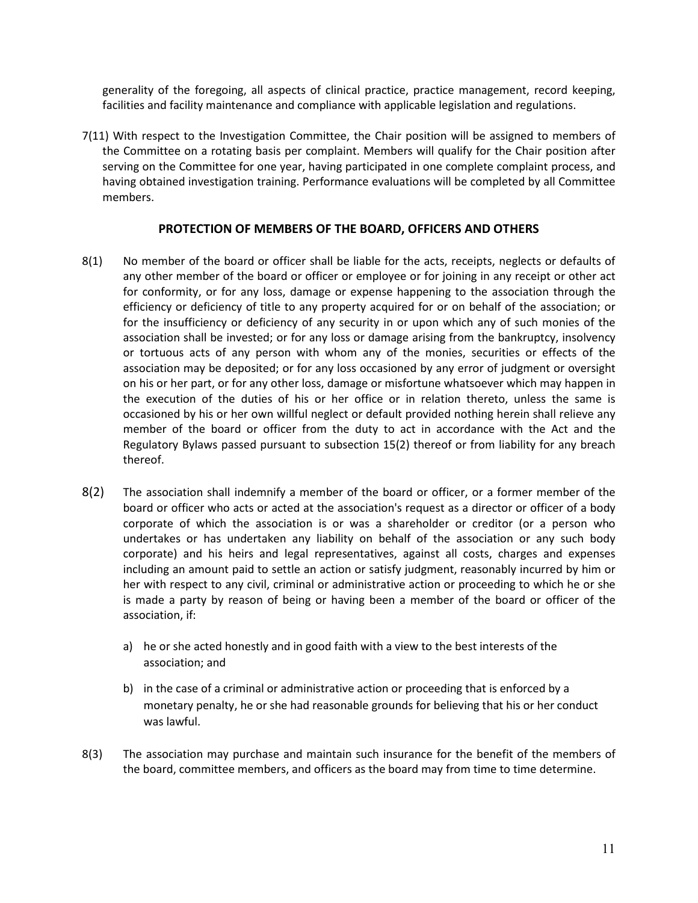generality of the foregoing, all aspects of clinical practice, practice management, record keeping, facilities and facility maintenance and compliance with applicable legislation and regulations.

7(11) With respect to the Investigation Committee, the Chair position will be assigned to members of the Committee on a rotating basis per complaint. Members will qualify for the Chair position after serving on the Committee for one year, having participated in one complete complaint process, and having obtained investigation training. Performance evaluations will be completed by all Committee members.

## PROTECTION OF MEMBERS OF THE BOARD, OFFICERS AND OTHERS

8(1) No member of the board or officer shall be liable for the acts, receipts, neglects or defaults of any other member of the board or officer or employee or for joining in any receipt or other act for conformity, or for any loss, damage or expense happening to the association through the efficiency or deficiency of title to any property acquired for or on behalf of the association; or for the insufficiency or deficiency of any security in or upon which any of such monies of the association shall be invested; or for any loss or damage arising from the bankruptcy, insolvency or tortuous acts of any person with whom any of the monies, securities or effects of the association may be deposited; or for any loss occasioned by any error of judgment or oversight on his or her part, or for any other loss, damage or misfortune whatsoever which may happen in the execution of the duties of his or her office or in relation thereto, unless the same is occasioned by his or her own willful neglect or default provided nothing herein shall relieve any member of the board or officer from the duty to act in accordance with the Act and the Regulatory Bylaws passed pursuant to subsection 15(2) thereof or from liability for any breach thereof.

8(2) The association shall indemnify a member of the board or officer, or a former member of the board or officer who acts or acted at the association's request as a director or officer of a body corporate of which the association is or was a shareholder or creditor (or a person who undertakes or has undertaken any liability on behalf of the association or any such body corporate) and his heirs and legal representatives, against all costs, charges and expenses including an amount paid to settle an action or satisfy judgment, reasonably incurred by him or her with respect to any civil, criminal or administrative action or proceeding to which he or she is made a party by reason of being or having been a member of the board or officer of the association, if:

a) he or she acted honestly and in good faith with a view to the best interests of the association; and

b) in the case of a criminal or administrative action or proceeding that is enforced by a monetary penalty, he or she had reasonable grounds for believing that his or her conduct was lawful.

8(3) The association may purchase and maintain such insurance for the benefit of the members of the board, committee members, and officers as the board may from time to time determine.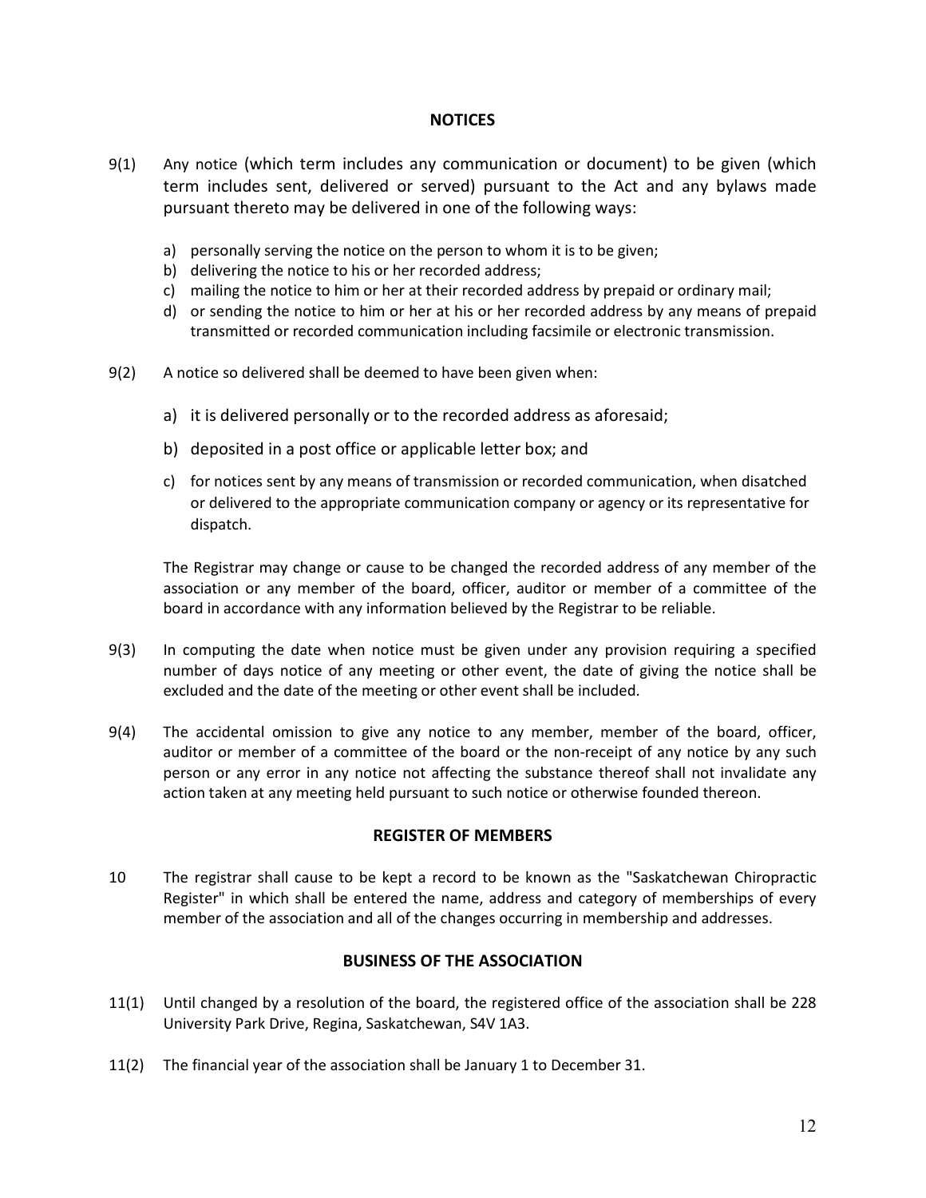## NOTICES

9(1) Any notice (which term includes any communication or document) to be given (which term includes sent, delivered or served) pursuant to the Act and any bylaws made pursuant thereto may be delivered in one of the following ways:

a) personally serving the notice on the person to whom it is to be given;
b) delivering the notice to his or her recorded address;
c) mailing the notice to him or her at their recorded address by prepaid or ordinary mail;
d) or sending the notice to him or her at his or her recorded address by any means of prepaid transmitted or recorded communication including facsimile or electronic transmission.

9(2) A notice so delivered shall be deemed to have been given when:

a) it is delivered personally or to the recorded address as aforesaid;
b) deposited in a post office or applicable letter box; and
c) for notices sent by any means of transmission or recorded communication, when disatched or delivered to the appropriate communication company or agency or its representative for dispatch.

The Registrar may change or cause to be changed the recorded address of any member of the association or any member of the board, officer, auditor or member of a committee of the board in accordance with any information believed by the Registrar to be reliable.

9(3) In computing the date when notice must be given under any provision requiring a specified number of days notice of any meeting or other event, the date of giving the notice shall be excluded and the date of the meeting or other event shall be included.

9(4) The accidental omission to give any notice to any member, member of the board, officer, auditor or member of a committee of the board or the non-receipt of any notice by any such person or any error in any notice not affecting the substance thereof shall not invalidate any action taken at any meeting held pursuant to such notice or otherwise founded thereon.

## REGISTER OF MEMBERS

10 The registrar shall cause to be kept a record to be known as the "Saskatchewan Chiropractic Register" in which shall be entered the name, address and category of memberships of every member of the association and all of the changes occurring in membership and addresses.

## BUSINESS OF THE ASSOCIATION

11(1) Until changed by a resolution of the board, the registered office of the association shall be 228 University Park Drive, Regina, Saskatchewan, S4V 1A3.

11(2) The financial year of the association shall be January 1 to December 31.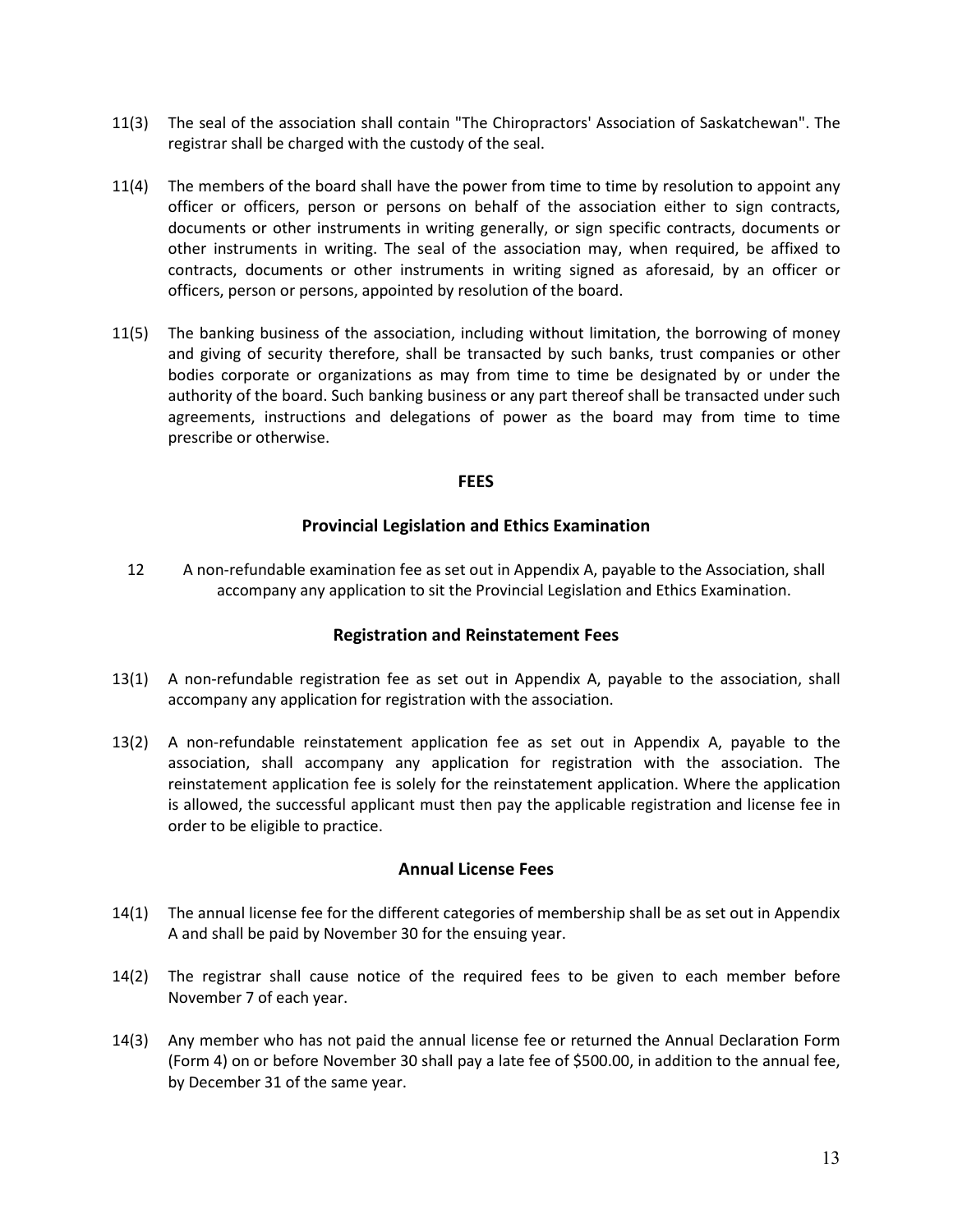11(3) The seal of the association shall contain "The Chiropractors' Association of Saskatchewan". The registrar shall be charged with the custody of the seal.

11(4) The members of the board shall have the power from time to time by resolution to appoint any officer or officers, person or persons on behalf of the association either to sign contracts, documents or other instruments in writing generally, or sign specific contracts, documents or other instruments in writing. The seal of the association may, when required, be affixed to contracts, documents or other instruments in writing signed as aforesaid, by an officer or officers, person or persons, appointed by resolution of the board.

11(5) The banking business of the association, including without limitation, the borrowing of money and giving of security therefore, shall be transacted by such banks, trust companies or other bodies corporate or organizations as may from time to time be designated by or under the authority of the board. Such banking business or any part thereof shall be transacted under such agreements, instructions and delegations of power as the board may from time to time prescribe or otherwise.

## FEES

### Provincial Legislation and Ethics Examination

12 A non-refundable examination fee as set out in Appendix A, payable to the Association, shall accompany any application to sit the Provincial Legislation and Ethics Examination.

### Registration and Reinstatement Fees

13(1) A non-refundable registration fee as set out in Appendix A, payable to the association, shall accompany any application for registration with the association.

13(2) A non-refundable reinstatement application fee as set out in Appendix A, payable to the association, shall accompany any application for registration with the association. The reinstatement application fee is solely for the reinstatement application. Where the application is allowed, the successful applicant must then pay the applicable registration and license fee in order to be eligible to practice.

### Annual License Fees

14(1) The annual license fee for the different categories of membership shall be as set out in Appendix A and shall be paid by November 30 for the ensuing year.

14(2) The registrar shall cause notice of the required fees to be given to each member before November 7 of each year.

14(3) Any member who has not paid the annual license fee or returned the Annual Declaration Form (Form 4) on or before November 30 shall pay a late fee of $500.00, in addition to the annual fee, by December 31 of the same year.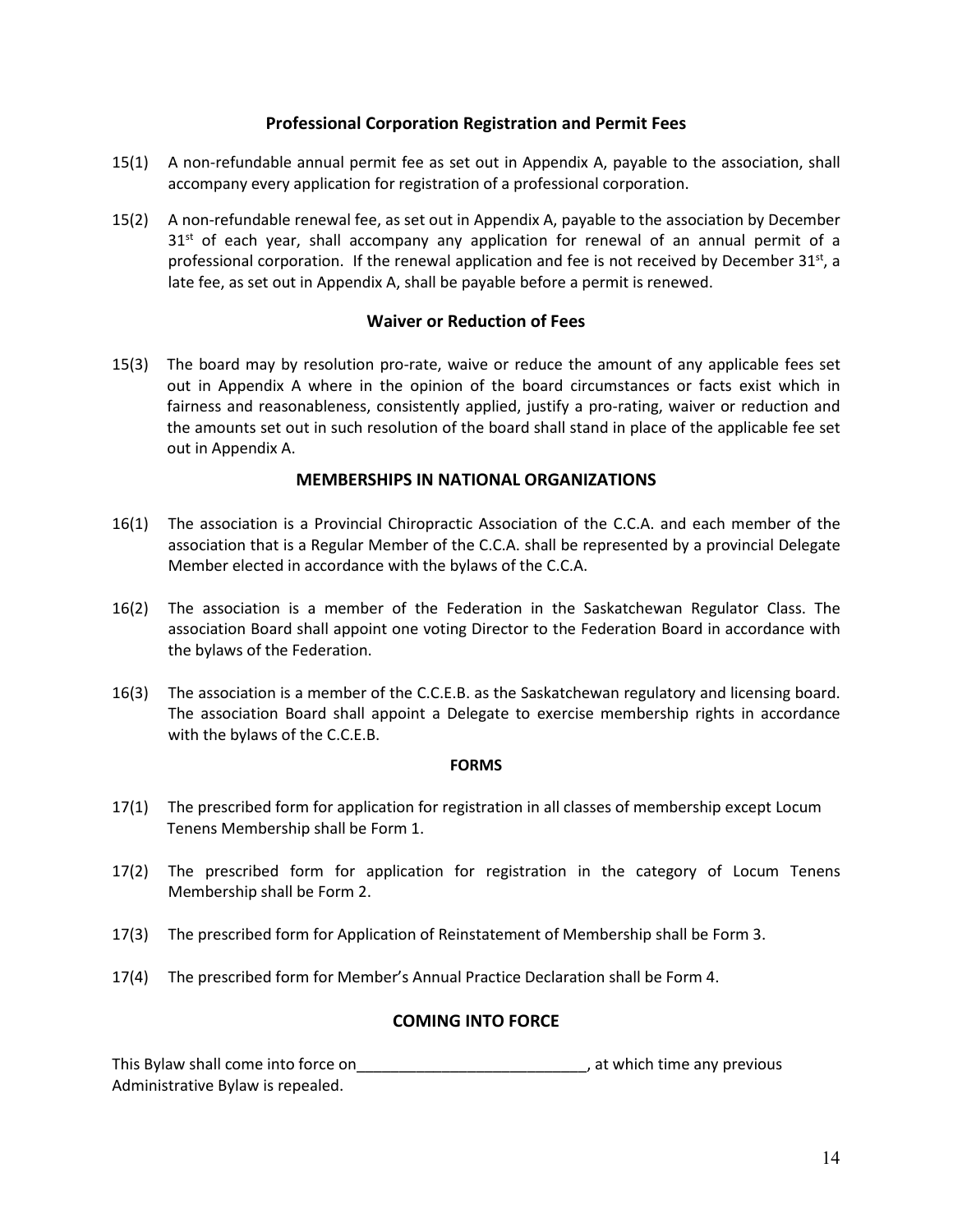### Professional Corporation Registration and Permit Fees

15(1) A non-refundable annual permit fee as set out in Appendix A, payable to the association, shall accompany every application for registration of a professional corporation.

15(2) A non-refundable renewal fee, as set out in Appendix A, payable to the association by December 31st of each year, shall accompany any application for renewal of an annual permit of a professional corporation. If the renewal application and fee is not received by December 31st, a late fee, as set out in Appendix A, shall be payable before a permit is renewed.

### Waiver or Reduction of Fees

15(3) The board may by resolution pro-rate, waive or reduce the amount of any applicable fees set out in Appendix A where in the opinion of the board circumstances or facts exist which in fairness and reasonableness, consistently applied, justify a pro-rating, waiver or reduction and the amounts set out in such resolution of the board shall stand in place of the applicable fee set out in Appendix A.

### MEMBERSHIPS IN NATIONAL ORGANIZATIONS

16(1) The association is a Provincial Chiropractic Association of the C.C.A. and each member of the association that is a Regular Member of the C.C.A. shall be represented by a provincial Delegate Member elected in accordance with the bylaws of the C.C.A.

16(2) The association is a member of the Federation in the Saskatchewan Regulator Class. The association Board shall appoint one voting Director to the Federation Board in accordance with the bylaws of the Federation.

16(3) The association is a member of the C.C.E.B. as the Saskatchewan regulatory and licensing board. The association Board shall appoint a Delegate to exercise membership rights in accordance with the bylaws of the C.C.E.B.

### FORMS

17(1) The prescribed form for application for registration in all classes of membership except Locum Tenens Membership shall be Form 1.

17(2) The prescribed form for application for registration in the category of Locum Tenens Membership shall be Form 2.

17(3) The prescribed form for Application of Reinstatement of Membership shall be Form 3.

17(4) The prescribed form for Member's Annual Practice Declaration shall be Form 4.

### COMING INTO FORCE

This Bylaw shall come into force on___________________________, at which time any previous Administrative Bylaw is repealed.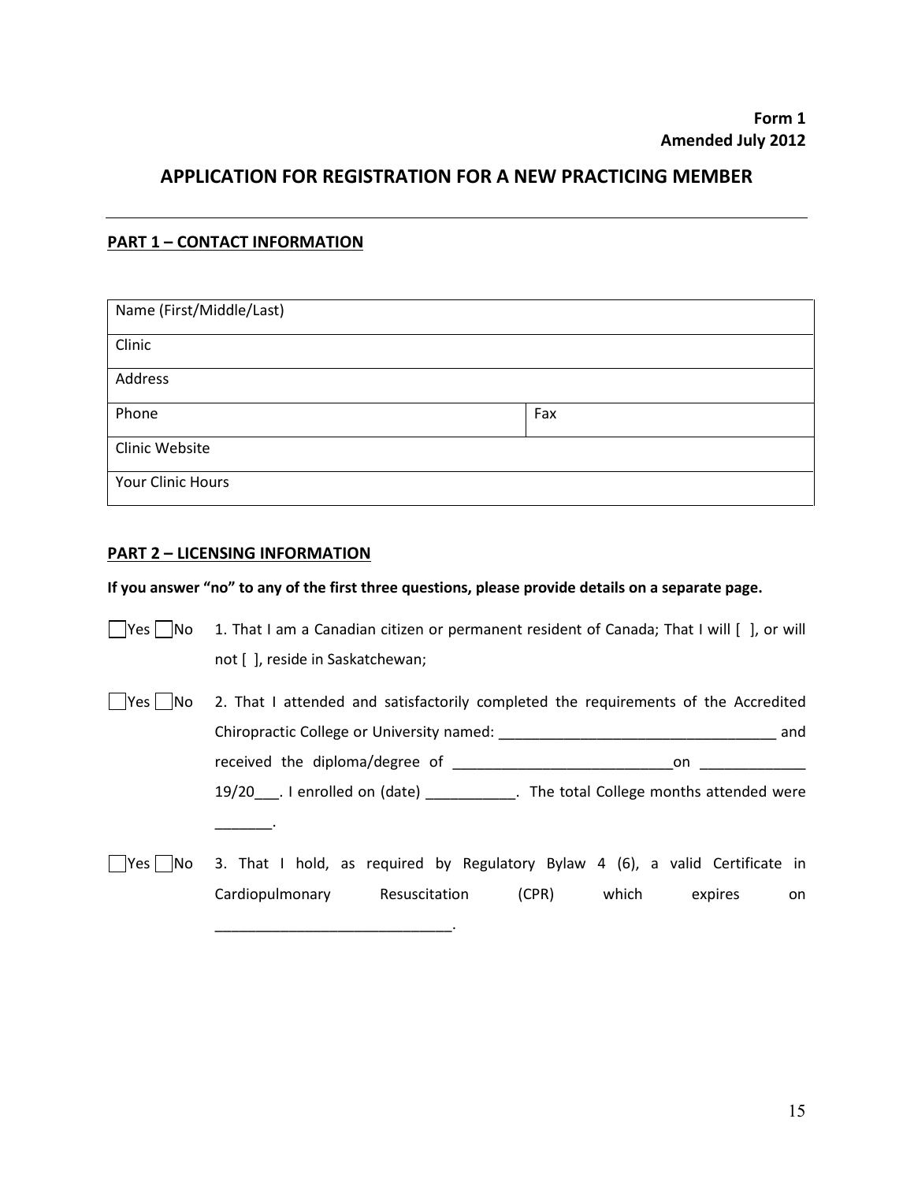**Form 1**
**Amended July 2012**

# APPLICATION FOR REGISTRATION FOR A NEW PRACTICING MEMBER

---

## PART 1 – CONTACT INFORMATION

| Name (First/Middle/Last) | |
|---|---|
| Clinic | |
| Address | |
| Phone | Fax |
| Clinic Website | |
| Your Clinic Hours | |

## PART 2 – LICENSING INFORMATION

**If you answer "no" to any of the first three questions, please provide details on a separate page.**

☐Yes ☐No 1. That I am a Canadian citizen or permanent resident of Canada; That I will [ ], or will not [ ], reside in Saskatchewan;

☐Yes ☐No 2. That I attended and satisfactorily completed the requirements of the Accredited Chiropractic College or University named: __________________________________ and received the diploma/degree of ___________________________on _____________ 19/20___. I enrolled on (date) ___________. The total College months attended were _______.

☐Yes ☐No 3. That I hold, as required by Regulatory Bylaw 4 (6), a valid Certificate in Cardiopulmonary Resuscitation (CPR) which expires on _____________________________.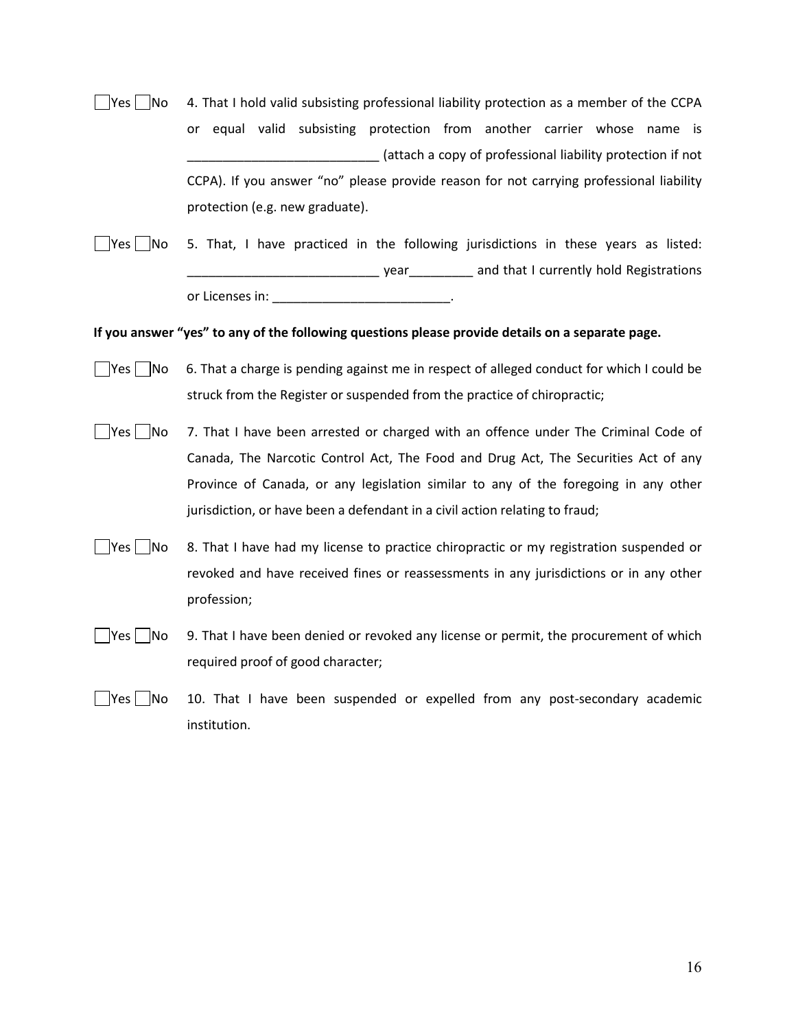☐Yes ☐No 4. That I hold valid subsisting professional liability protection as a member of the CCPA or equal valid subsisting protection from another carrier whose name is ___________________________ (attach a copy of professional liability protection if not CCPA). If you answer "no" please provide reason for not carrying professional liability protection (e.g. new graduate).

☐Yes ☐No 5. That, I have practiced in the following jurisdictions in these years as listed: ___________________________ year_________ and that I currently hold Registrations or Licenses in: _________________________.

**If you answer "yes" to any of the following questions please provide details on a separate page.**

☐Yes ☐No 6. That a charge is pending against me in respect of alleged conduct for which I could be struck from the Register or suspended from the practice of chiropractic;

☐Yes ☐No 7. That I have been arrested or charged with an offence under The Criminal Code of Canada, The Narcotic Control Act, The Food and Drug Act, The Securities Act of any Province of Canada, or any legislation similar to any of the foregoing in any other jurisdiction, or have been a defendant in a civil action relating to fraud;

☐Yes ☐No 8. That I have had my license to practice chiropractic or my registration suspended or revoked and have received fines or reassessments in any jurisdictions or in any other profession;

☐Yes ☐No 9. That I have been denied or revoked any license or permit, the procurement of which required proof of good character;

☐Yes ☐No 10. That I have been suspended or expelled from any post-secondary academic institution.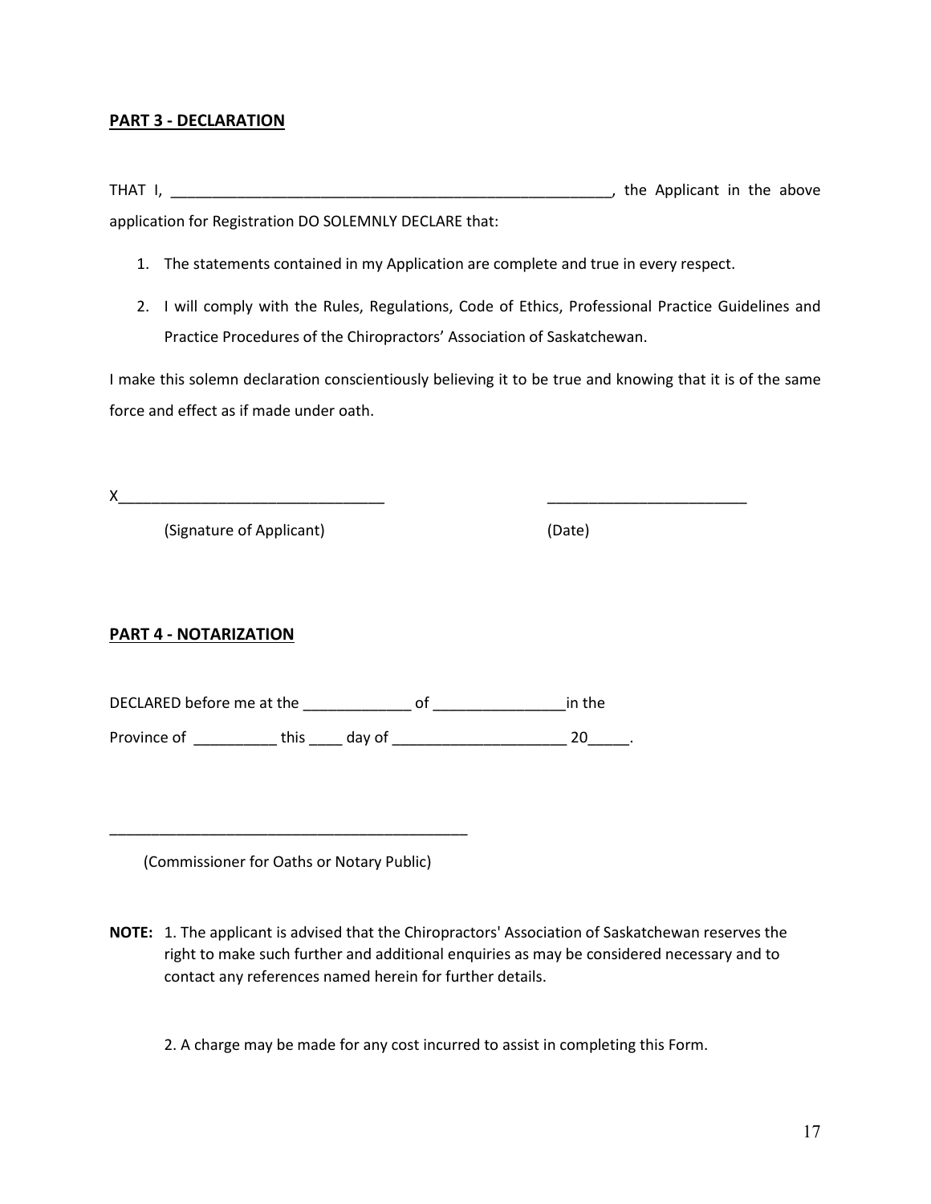**PART 3 - DECLARATION**

THAT I, ________________________________________________________, the Applicant in the above application for Registration DO SOLEMNLY DECLARE that:

1. The statements contained in my Application are complete and true in every respect.
2. I will comply with the Rules, Regulations, Code of Ethics, Professional Practice Guidelines and Practice Procedures of the Chiropractors' Association of Saskatchewan.

I make this solemn declaration conscientiously believing it to be true and knowing that it is of the same force and effect as if made under oath.

X________________________________ &nbsp;&nbsp;&nbsp;&nbsp;&nbsp;&nbsp;&nbsp;&nbsp;&nbsp;&nbsp;&nbsp;&nbsp;&nbsp;&nbsp;&nbsp;&nbsp;&nbsp;&nbsp;&nbsp;&nbsp; ________________________

(Signature of Applicant) &nbsp;&nbsp;&nbsp;&nbsp;&nbsp;&nbsp;&nbsp;&nbsp;&nbsp;&nbsp;&nbsp;&nbsp;&nbsp;&nbsp;&nbsp;&nbsp;&nbsp;&nbsp;&nbsp;&nbsp;&nbsp;&nbsp;&nbsp;&nbsp;&nbsp;&nbsp;&nbsp;&nbsp;&nbsp;&nbsp;&nbsp;&nbsp;&nbsp;&nbsp;&nbsp;&nbsp;&nbsp;&nbsp; (Date)

**PART 4 - NOTARIZATION**

DECLARED before me at the _____________ of ________________in the

Province of __________ this ____ day of _____________________ 20_____.

_____________________________________________

(Commissioner for Oaths or Notary Public)

**NOTE:** 1. The applicant is advised that the Chiropractors' Association of Saskatchewan reserves the right to make such further and additional enquiries as may be considered necessary and to contact any references named herein for further details.

2. A charge may be made for any cost incurred to assist in completing this Form.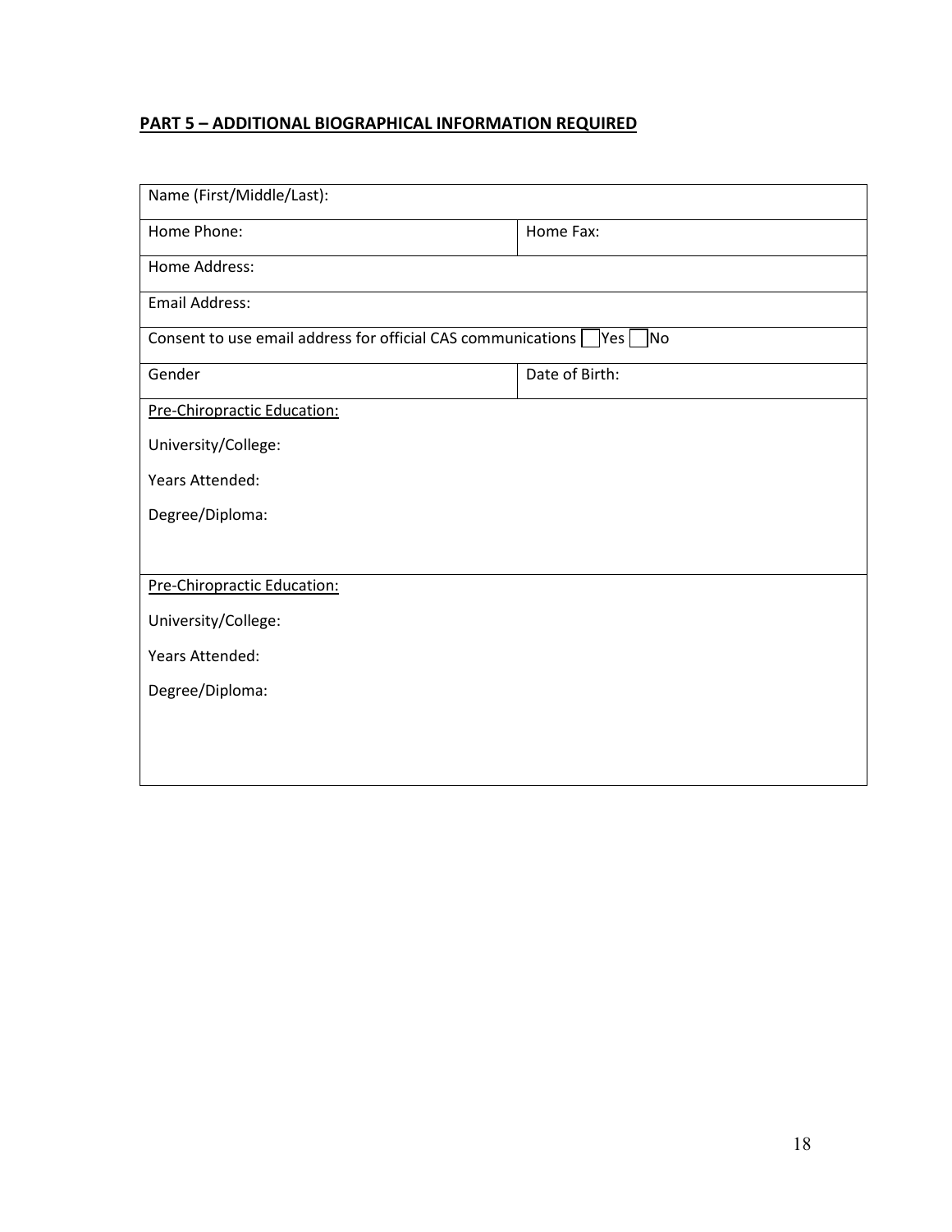## **PART 5 – ADDITIONAL BIOGRAPHICAL INFORMATION REQUIRED**

| Name (First/Middle/Last): | |
|---|---|
| Home Phone: | Home Fax: |
| Home Address: | |
| Email Address: | |
| Consent to use email address for official CAS communications ☐ Yes ☐ No | |
| Gender | Date of Birth: |
| Pre-Chiropractic Education:<br>University/College:<br>Years Attended:<br>Degree/Diploma: | |
| Pre-Chiropractic Education:<br>University/College:<br>Years Attended:<br>Degree/Diploma: | |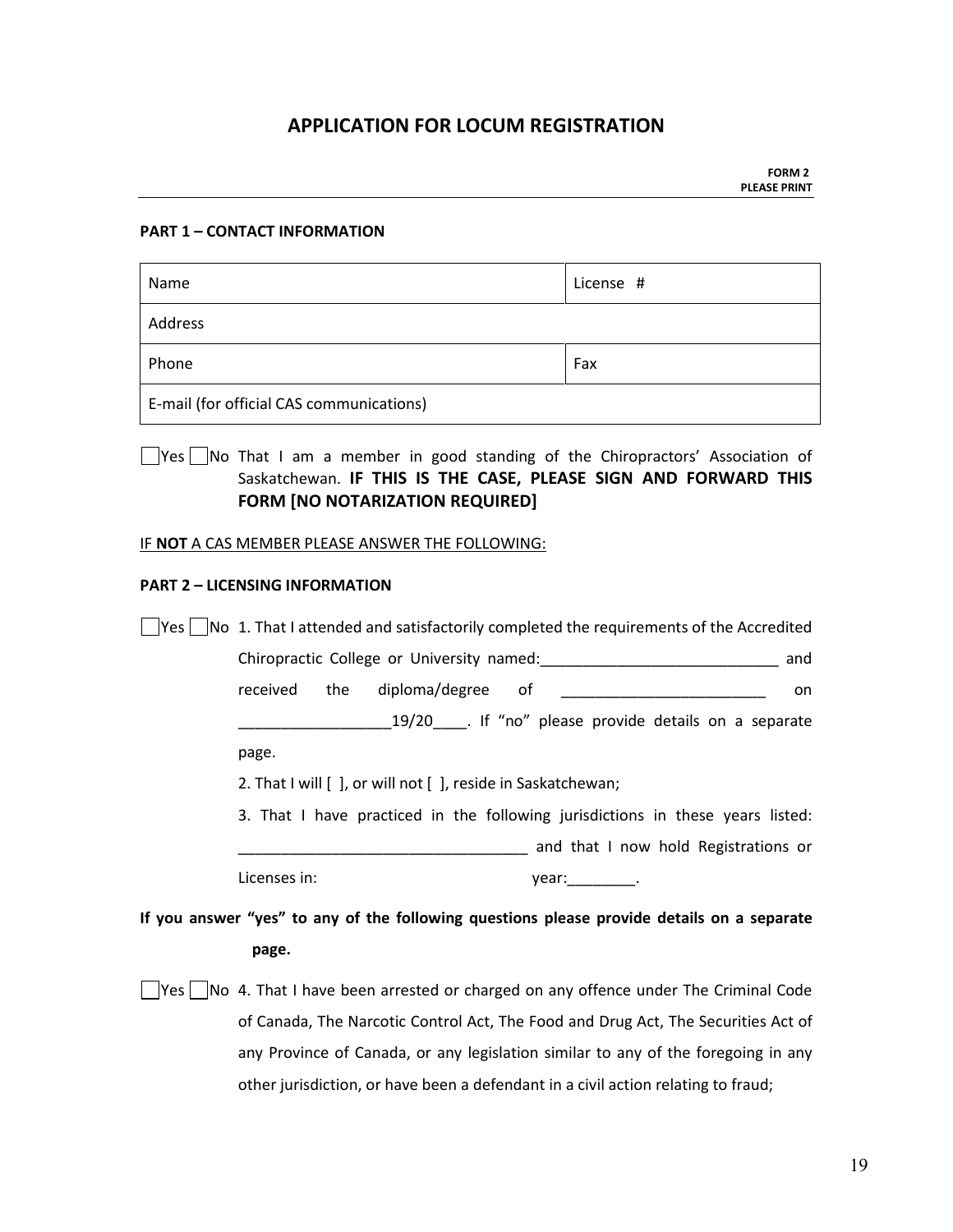# APPLICATION FOR LOCUM REGISTRATION

**FORM 2**
**PLEASE PRINT**

**PART 1 – CONTACT INFORMATION**

| Name | License # |
|---|---|
| Address | |
| Phone | Fax |
| E-mail (for official CAS communications) | |

☐Yes ☐No That I am a member in good standing of the Chiropractors' Association of Saskatchewan. **IF THIS IS THE CASE, PLEASE SIGN AND FORWARD THIS FORM [NO NOTARIZATION REQUIRED]**

IF **NOT** A CAS MEMBER PLEASE ANSWER THE FOLLOWING:

**PART 2 – LICENSING INFORMATION**

☐Yes ☐No 1. That I attended and satisfactorily completed the requirements of the Accredited Chiropractic College or University named:____________________________ and received the diploma/degree of ________________________ on __________________19/20____. If "no" please provide details on a separate page.

2. That I will [ ], or will not [ ], reside in Saskatchewan;

3. That I have practiced in the following jurisdictions in these years listed: ___________________________________ and that I now hold Registrations or Licenses in: year:________.

**If you answer "yes" to any of the following questions please provide details on a separate page.**

☐Yes ☐No 4. That I have been arrested or charged on any offence under The Criminal Code of Canada, The Narcotic Control Act, The Food and Drug Act, The Securities Act of any Province of Canada, or any legislation similar to any of the foregoing in any other jurisdiction, or have been a defendant in a civil action relating to fraud;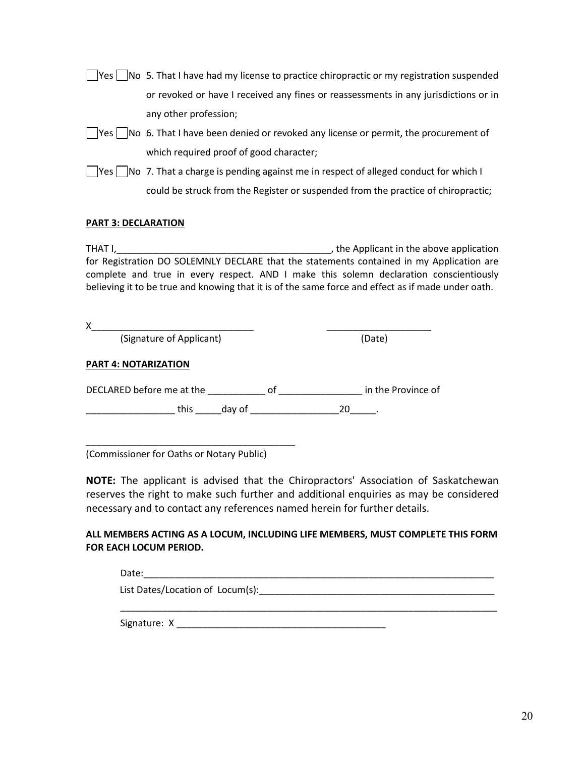☐Yes ☐No 5. That I have had my license to practice chiropractic or my registration suspended or revoked or have I received any fines or reassessments in any jurisdictions or in any other profession;

☐Yes ☐No 6. That I have been denied or revoked any license or permit, the procurement of which required proof of good character;

☐Yes ☐No 7. That a charge is pending against me in respect of alleged conduct for which I could be struck from the Register or suspended from the practice of chiropractic;

**PART 3: DECLARATION**

THAT I,__________________________________________, the Applicant in the above application for Registration DO SOLEMNLY DECLARE that the statements contained in my Application are complete and true in every respect. AND I make this solemn declaration conscientiously believing it to be true and knowing that it is of the same force and effect as if made under oath.

X_______________________________ ____________________
(Signature of Applicant) (Date)

**PART 4: NOTARIZATION**

DECLARED before me at the ___________ of ________________ in the Province of _________________ this _____day of _________________20_____.

_________________________________________
(Commissioner for Oaths or Notary Public)

**NOTE:** The applicant is advised that the Chiropractors' Association of Saskatchewan reserves the right to make such further and additional enquiries as may be considered necessary and to contact any references named herein for further details.

**ALL MEMBERS ACTING AS A LOCUM, INCLUDING LIFE MEMBERS, MUST COMPLETE THIS FORM FOR EACH LOCUM PERIOD.**

Date:______________________________________________________________________

List Dates/Location of Locum(s):_______________________________________________

_____________________________________________________________________________

Signature: X ________________________________________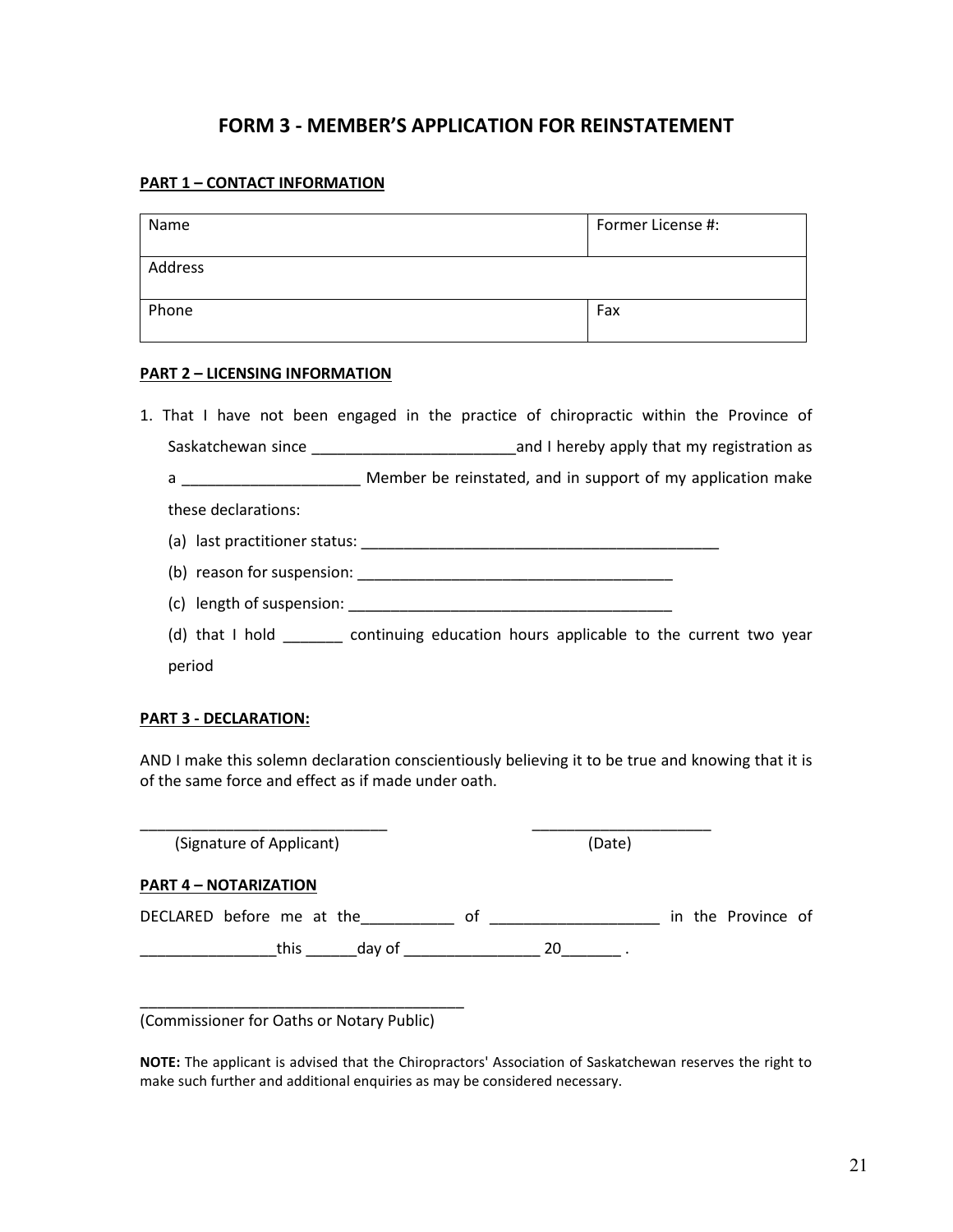# FORM 3 - MEMBER'S APPLICATION FOR REINSTATEMENT

**PART 1 – CONTACT INFORMATION**

| Name | Former License #: |
|---|---|
| Address | |
| Phone | Fax |

**PART 2 – LICENSING INFORMATION**

1. That I have not been engaged in the practice of chiropractic within the Province of Saskatchewan since ________________________and I hereby apply that my registration as a ____________________ Member be reinstated, and in support of my application make these declarations:
   (a) last practitioner status: ___________________________________________
   (b) reason for suspension: _____________________________________
   (c) length of suspension: _______________________________________
   (d) that I hold _______ continuing education hours applicable to the current two year period

**PART 3 - DECLARATION:**

AND I make this solemn declaration conscientiously believing it to be true and knowing that it is of the same force and effect as if made under oath.

_____________________________ (Signature of Applicant)

_____________________ (Date)

**PART 4 – NOTARIZATION**

DECLARED before me at the___________ of ___________________ in the Province of ________________this ______day of ________________ 20_______ .

_______________________________________
(Commissioner for Oaths or Notary Public)

**NOTE:** The applicant is advised that the Chiropractors' Association of Saskatchewan reserves the right to make such further and additional enquiries as may be considered necessary.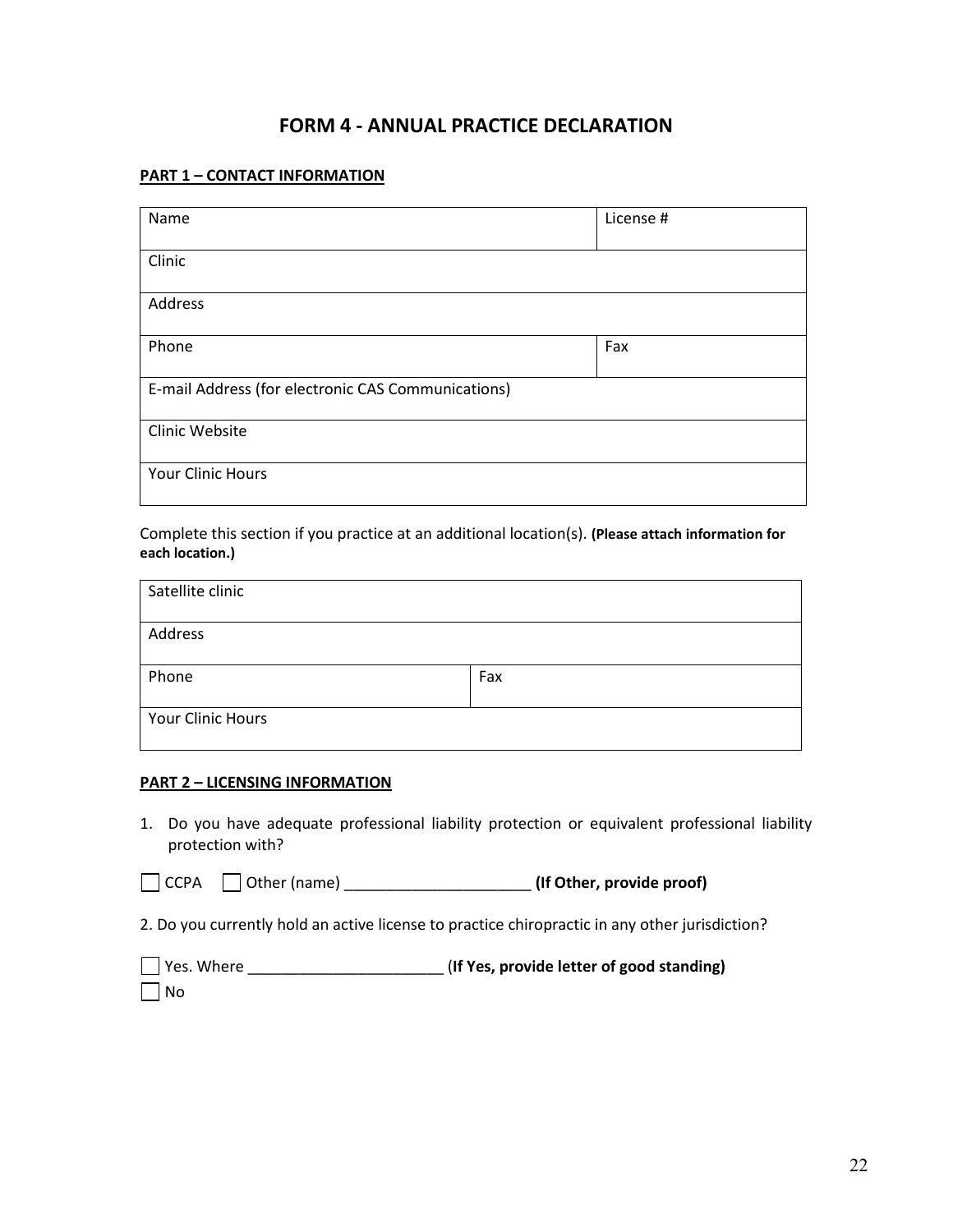# FORM 4 - ANNUAL PRACTICE DECLARATION

## PART 1 – CONTACT INFORMATION

| Name | License # |
|---|---|
| Clinic | |
| Address | |
| Phone | Fax |
| E-mail Address (for electronic CAS Communications) | |
| Clinic Website | |
| Your Clinic Hours | |

Complete this section if you practice at an additional location(s). **(Please attach information for each location.)**

| Satellite clinic | |
|---|---|
| Address | |
| Phone | Fax |
| Your Clinic Hours | |

## PART 2 – LICENSING INFORMATION

1. Do you have adequate professional liability protection or equivalent professional liability protection with?

☐ CCPA ☐ Other (name) ______________________ **(If Other, provide proof)**

2. Do you currently hold an active license to practice chiropractic in any other jurisdiction?

☐ Yes. Where _______________________ (**If Yes, provide letter of good standing)**
☐ No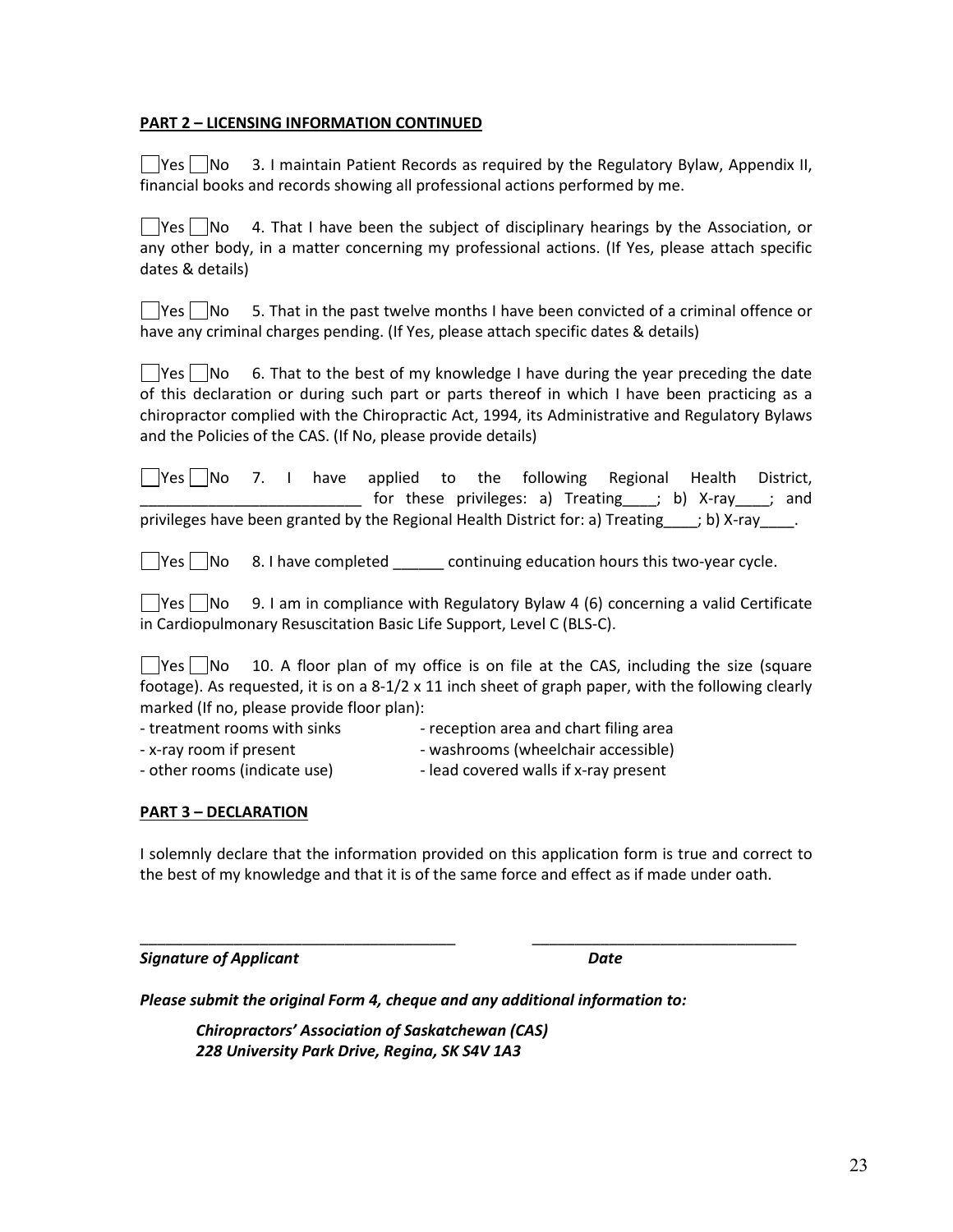**PART 2 – LICENSING INFORMATION CONTINUED**

☐Yes ☐No 3. I maintain Patient Records as required by the Regulatory Bylaw, Appendix II, financial books and records showing all professional actions performed by me.

☐Yes ☐No 4. That I have been the subject of disciplinary hearings by the Association, or any other body, in a matter concerning my professional actions. (If Yes, please attach specific dates & details)

☐Yes ☐No 5. That in the past twelve months I have been convicted of a criminal offence or have any criminal charges pending. (If Yes, please attach specific dates & details)

☐Yes ☐No 6. That to the best of my knowledge I have during the year preceding the date of this declaration or during such part or parts thereof in which I have been practicing as a chiropractor complied with the Chiropractic Act, 1994, its Administrative and Regulatory Bylaws and the Policies of the CAS. (If No, please provide details)

☐Yes ☐No 7. I have applied to the following Regional Health District, __________________________ for these privileges: a) Treating____; b) X-ray____; and privileges have been granted by the Regional Health District for: a) Treating____; b) X-ray____.

☐Yes ☐No 8. I have completed ______ continuing education hours this two-year cycle.

☐Yes ☐No 9. I am in compliance with Regulatory Bylaw 4 (6) concerning a valid Certificate in Cardiopulmonary Resuscitation Basic Life Support, Level C (BLS-C).

☐Yes ☐No 10. A floor plan of my office is on file at the CAS, including the size (square footage). As requested, it is on a 8-1/2 x 11 inch sheet of graph paper, with the following clearly marked (If no, please provide floor plan):

- treatment rooms with sinks
- reception area and chart filing area
- x-ray room if present
- washrooms (wheelchair accessible)
- other rooms (indicate use)
- lead covered walls if x-ray present

**PART 3 – DECLARATION**

I solemnly declare that the information provided on this application form is true and correct to the best of my knowledge and that it is of the same force and effect as if made under oath.

_____________________________________ _______________________________

***Signature of Applicant*** ***Date***

***Please submit the original Form 4, cheque and any additional information to:***

> ***Chiropractors' Association of Saskatchewan (CAS)***
> ***228 University Park Drive, Regina, SK S4V 1A3***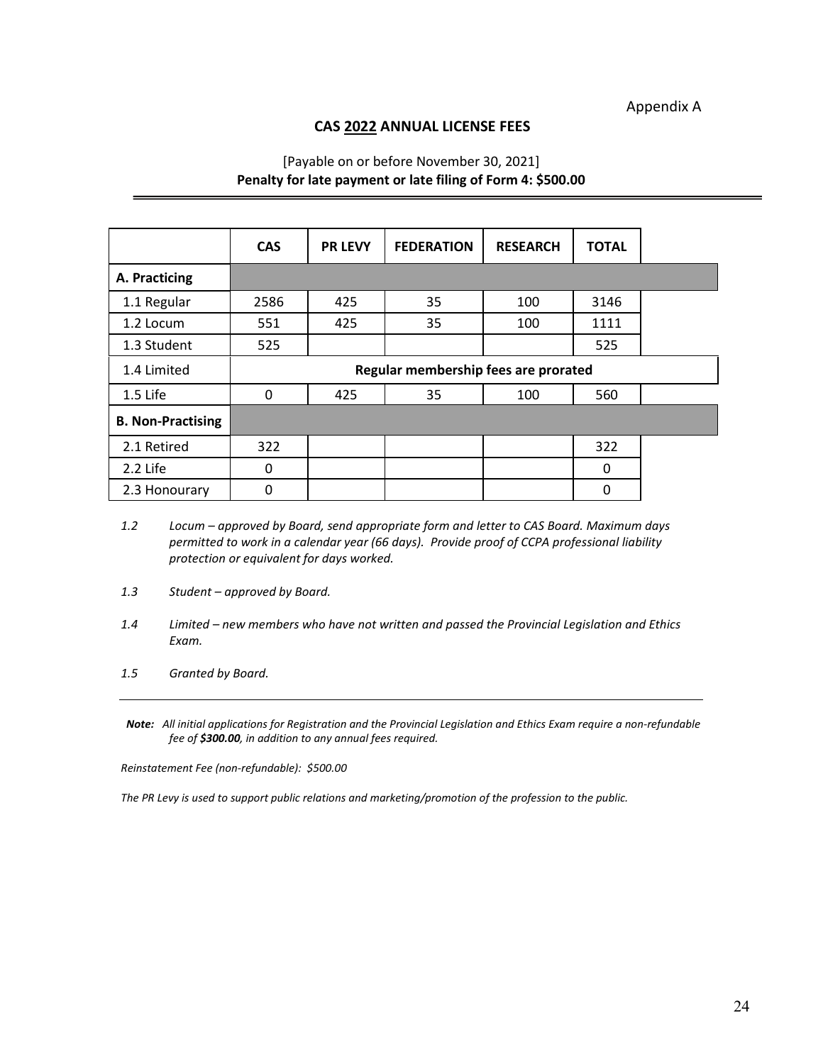Appendix A

## CAS 2022 ANNUAL LICENSE FEES

[Payable on or before November 30, 2021]
**Penalty for late payment or late filing of Form 4: $500.00**

| | CAS | PR LEVY | FEDERATION | RESEARCH | TOTAL |
|---|---|---|---|---|---|
| **A. Practicing** | | | | | |
| 1.1 Regular | 2586 | 425 | 35 | 100 | 3146 |
| 1.2 Locum | 551 | 425 | 35 | 100 | 1111 |
| 1.3 Student | 525 | | | | 525 |
| 1.4 Limited | **Regular membership fees are prorated** | | | | |
| 1.5 Life | 0 | 425 | 35 | 100 | 560 |
| **B. Non-Practising** | | | | | |
| 2.1 Retired | 322 | | | | 322 |
| 2.2 Life | 0 | | | | 0 |
| 2.3 Honourary | 0 | | | | 0 |

*1.2 Locum – approved by Board, send appropriate form and letter to CAS Board. Maximum days permitted to work in a calendar year (66 days). Provide proof of CCPA professional liability protection or equivalent for days worked.*

*1.3 Student – approved by Board.*

*1.4 Limited – new members who have not written and passed the Provincial Legislation and Ethics Exam.*

*1.5 Granted by Board.*

---

***Note:*** *All initial applications for Registration and the Provincial Legislation and Ethics Exam require a non-refundable fee of **$300.00**, in addition to any annual fees required.*

*Reinstatement Fee (non-refundable): $500.00*

*The PR Levy is used to support public relations and marketing/promotion of the profession to the public.*